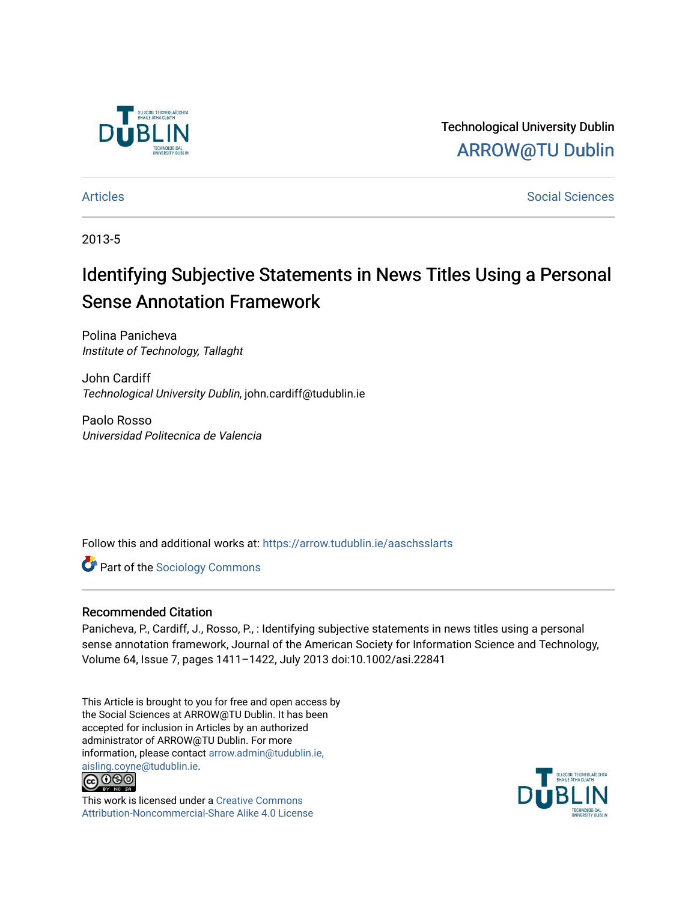Technological University Dublin

ARROW@TU Dublin

Articles | Social Sciences

2013-5

# Identifying Subjective Statements in News Titles Using a Personal Sense Annotation Framework

Polina Panicheva
*Institute of Technology, Tallaght*

John Cardiff
*Technological University Dublin*, john.cardiff@tudublin.ie

Paolo Rosso
*Universidad Politecnica de Valencia*

Follow this and additional works at: https://arrow.tudublin.ie/aaschsslarts

Part of the Sociology Commons

## Recommended Citation

Panicheva, P., Cardiff, J., Rosso, P., : Identifying subjective statements in news titles using a personal sense annotation framework, Journal of the American Society for Information Science and Technology, Volume 64, Issue 7, pages 1411–1422, July 2013 doi:10.1002/asi.22841

This Article is brought to you for free and open access by the Social Sciences at ARROW@TU Dublin. It has been accepted for inclusion in Articles by an authorized administrator of ARROW@TU Dublin. For more information, please contact arrow.admin@tudublin.ie, aisling.coyne@tudublin.ie.

This work is licensed under a Creative Commons Attribution-Noncommercial-Share Alike 4.0 License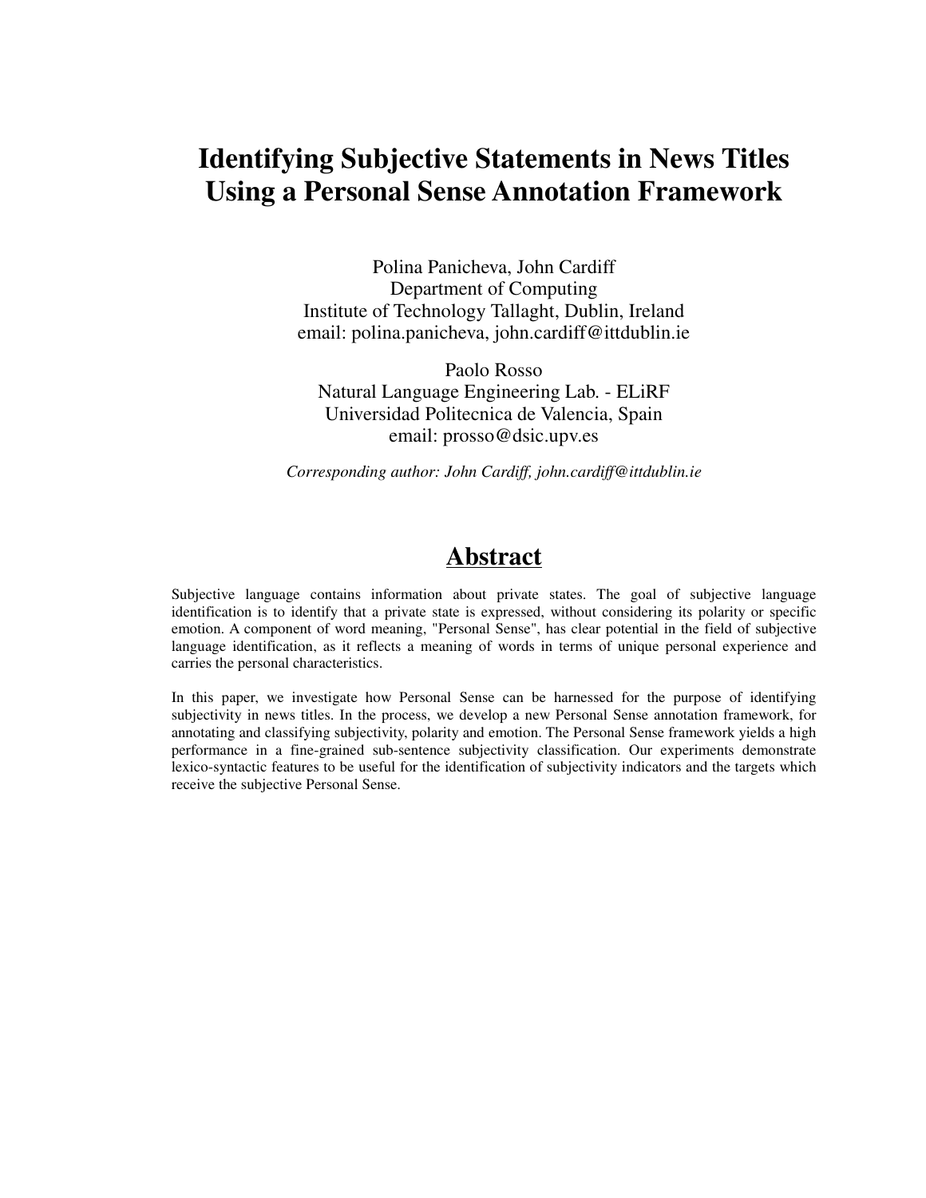# Identifying Subjective Statements in News Titles Using a Personal Sense Annotation Framework

Polina Panicheva, John Cardiff
Department of Computing
Institute of Technology Tallaght, Dublin, Ireland
email: polina.panicheva, john.cardiff@ittdublin.ie

Paolo Rosso
Natural Language Engineering Lab. - ELiRF
Universidad Politecnica de Valencia, Spain
email: prosso@dsic.upv.es

*Corresponding author: John Cardiff, john.cardiff@ittdublin.ie*

## Abstract

Subjective language contains information about private states. The goal of subjective language identification is to identify that a private state is expressed, without considering its polarity or specific emotion. A component of word meaning, "Personal Sense", has clear potential in the field of subjective language identification, as it reflects a meaning of words in terms of unique personal experience and carries the personal characteristics.

In this paper, we investigate how Personal Sense can be harnessed for the purpose of identifying subjectivity in news titles. In the process, we develop a new Personal Sense annotation framework, for annotating and classifying subjectivity, polarity and emotion. The Personal Sense framework yields a high performance in a fine-grained sub-sentence subjectivity classification. Our experiments demonstrate lexico-syntactic features to be useful for the identification of subjectivity indicators and the targets which receive the subjective Personal Sense.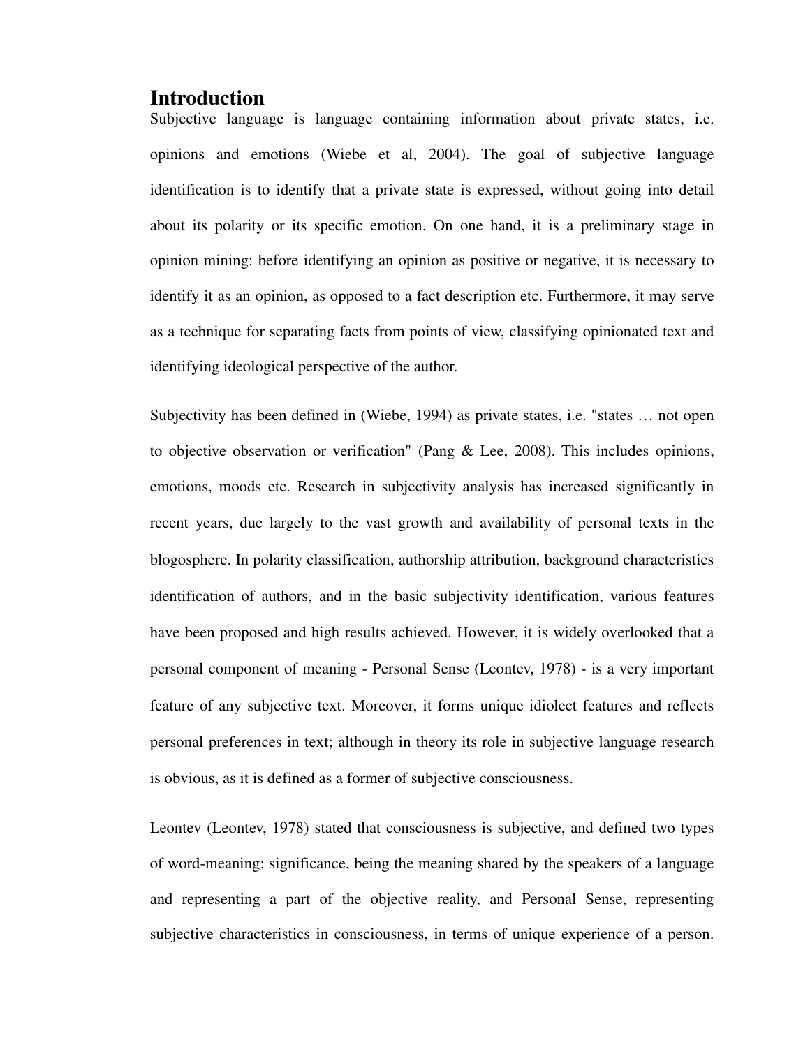# Introduction

Subjective language is language containing information about private states, i.e. opinions and emotions (Wiebe et al, 2004). The goal of subjective language identification is to identify that a private state is expressed, without going into detail about its polarity or its specific emotion. On one hand, it is a preliminary stage in opinion mining: before identifying an opinion as positive or negative, it is necessary to identify it as an opinion, as opposed to a fact description etc. Furthermore, it may serve as a technique for separating facts from points of view, classifying opinionated text and identifying ideological perspective of the author.

Subjectivity has been defined in (Wiebe, 1994) as private states, i.e. "states … not open to objective observation or verification" (Pang & Lee, 2008). This includes opinions, emotions, moods etc. Research in subjectivity analysis has increased significantly in recent years, due largely to the vast growth and availability of personal texts in the blogosphere. In polarity classification, authorship attribution, background characteristics identification of authors, and in the basic subjectivity identification, various features have been proposed and high results achieved. However, it is widely overlooked that a personal component of meaning - Personal Sense (Leontev, 1978) - is a very important feature of any subjective text. Moreover, it forms unique idiolect features and reflects personal preferences in text; although in theory its role in subjective language research is obvious, as it is defined as a former of subjective consciousness.

Leontev (Leontev, 1978) stated that consciousness is subjective, and defined two types of word-meaning: significance, being the meaning shared by the speakers of a language and representing a part of the objective reality, and Personal Sense, representing subjective characteristics in consciousness, in terms of unique experience of a person.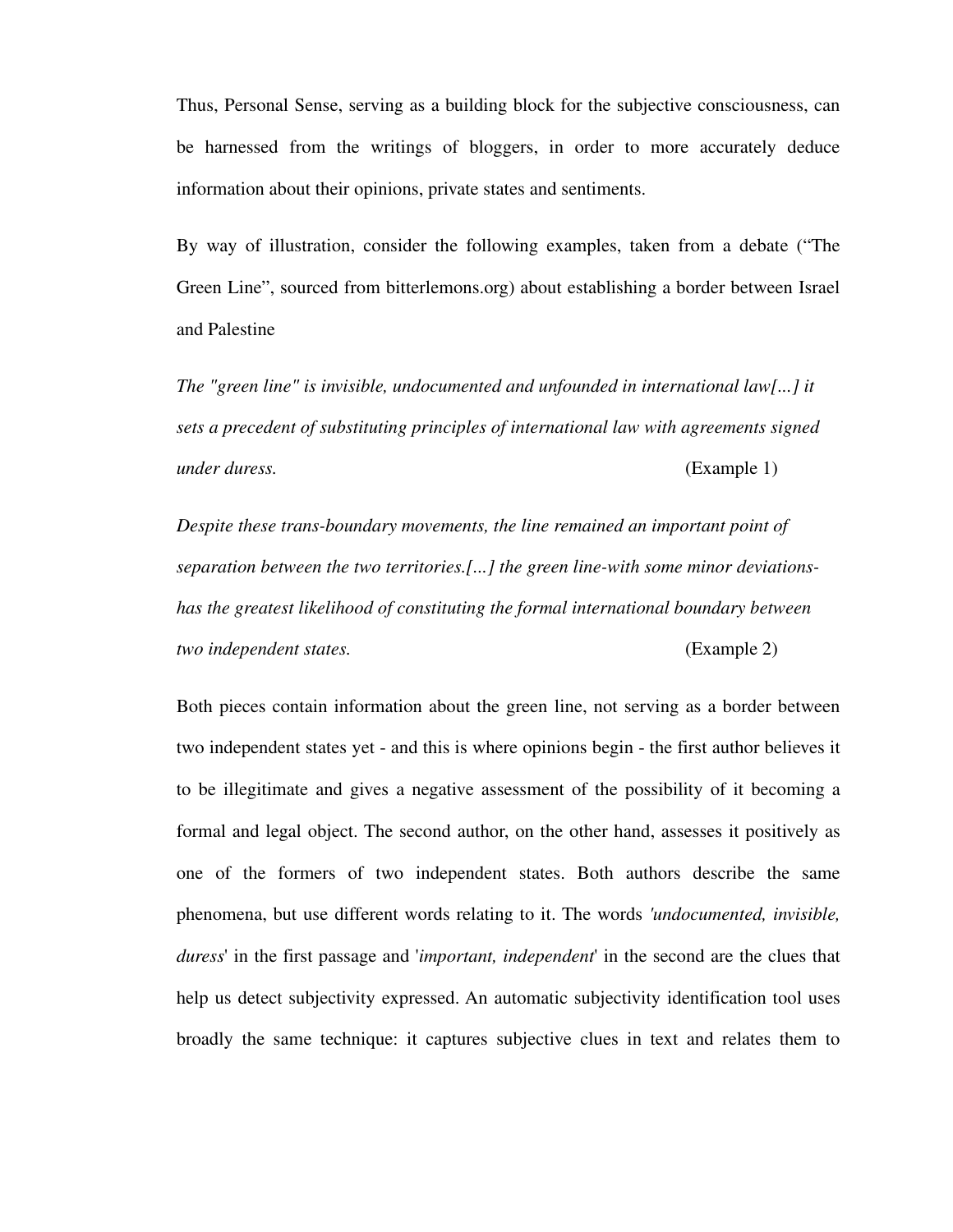Thus, Personal Sense, serving as a building block for the subjective consciousness, can be harnessed from the writings of bloggers, in order to more accurately deduce information about their opinions, private states and sentiments.

By way of illustration, consider the following examples, taken from a debate ("The Green Line", sourced from bitterlemons.org) about establishing a border between Israel and Palestine

*The "green line" is invisible, undocumented and unfounded in international law[...] it sets a precedent of substituting principles of international law with agreements signed under duress.* (Example 1)

*Despite these trans-boundary movements, the line remained an important point of separation between the two territories.[...] the green line-with some minor deviations-has the greatest likelihood of constituting the formal international boundary between two independent states.* (Example 2)

Both pieces contain information about the green line, not serving as a border between two independent states yet - and this is where opinions begin - the first author believes it to be illegitimate and gives a negative assessment of the possibility of it becoming a formal and legal object. The second author, on the other hand, assesses it positively as one of the formers of two independent states. Both authors describe the same phenomena, but use different words relating to it. The words '*undocumented, invisible, duress*' in the first passage and '*important, independent*' in the second are the clues that help us detect subjectivity expressed. An automatic subjectivity identification tool uses broadly the same technique: it captures subjective clues in text and relates them to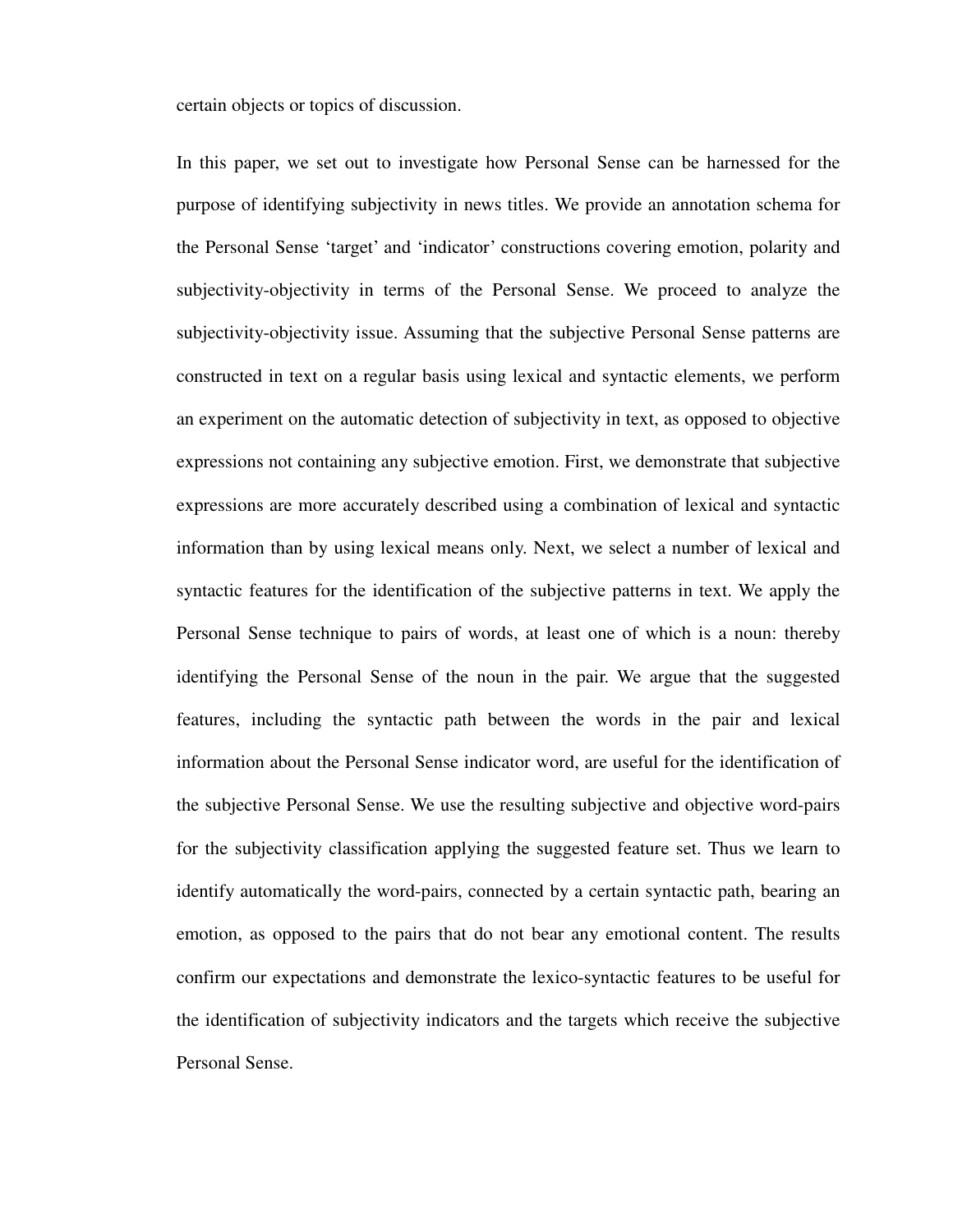certain objects or topics of discussion.

In this paper, we set out to investigate how Personal Sense can be harnessed for the purpose of identifying subjectivity in news titles. We provide an annotation schema for the Personal Sense 'target' and 'indicator' constructions covering emotion, polarity and subjectivity-objectivity in terms of the Personal Sense. We proceed to analyze the subjectivity-objectivity issue. Assuming that the subjective Personal Sense patterns are constructed in text on a regular basis using lexical and syntactic elements, we perform an experiment on the automatic detection of subjectivity in text, as opposed to objective expressions not containing any subjective emotion. First, we demonstrate that subjective expressions are more accurately described using a combination of lexical and syntactic information than by using lexical means only. Next, we select a number of lexical and syntactic features for the identification of the subjective patterns in text. We apply the Personal Sense technique to pairs of words, at least one of which is a noun: thereby identifying the Personal Sense of the noun in the pair. We argue that the suggested features, including the syntactic path between the words in the pair and lexical information about the Personal Sense indicator word, are useful for the identification of the subjective Personal Sense. We use the resulting subjective and objective word-pairs for the subjectivity classification applying the suggested feature set. Thus we learn to identify automatically the word-pairs, connected by a certain syntactic path, bearing an emotion, as opposed to the pairs that do not bear any emotional content. The results confirm our expectations and demonstrate the lexico-syntactic features to be useful for the identification of subjectivity indicators and the targets which receive the subjective Personal Sense.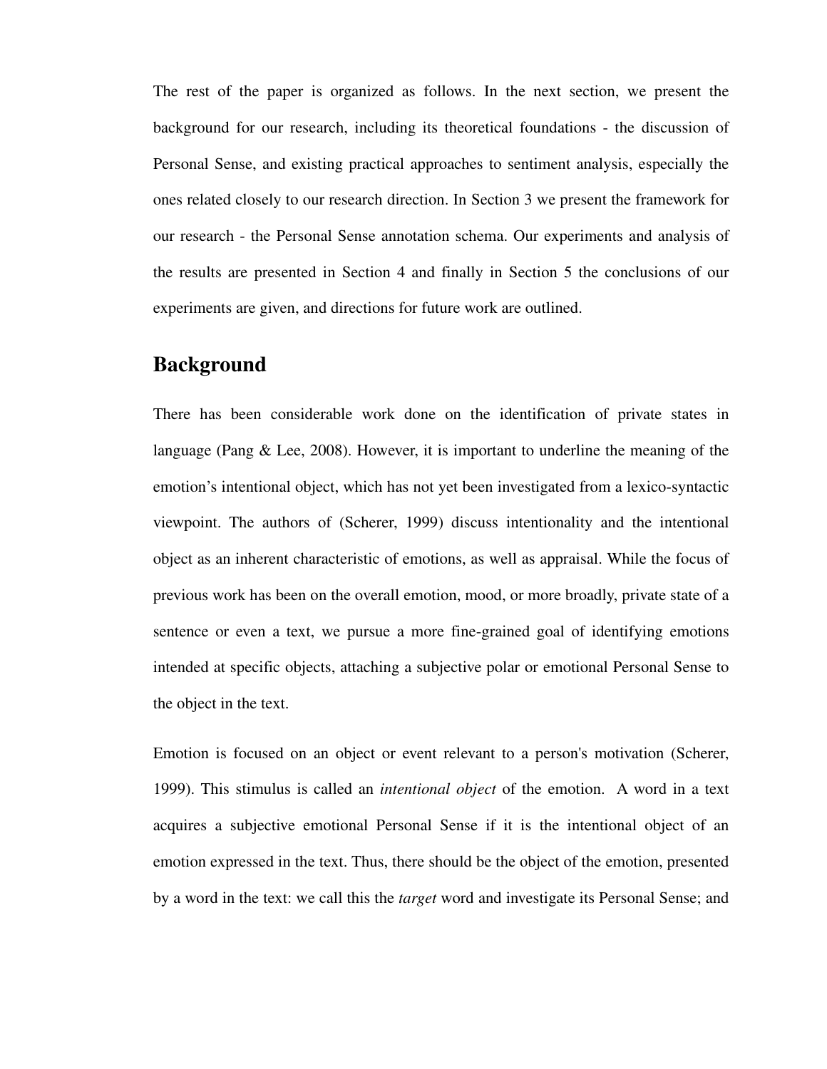The rest of the paper is organized as follows. In the next section, we present the background for our research, including its theoretical foundations - the discussion of Personal Sense, and existing practical approaches to sentiment analysis, especially the ones related closely to our research direction. In Section 3 we present the framework for our research - the Personal Sense annotation schema. Our experiments and analysis of the results are presented in Section 4 and finally in Section 5 the conclusions of our experiments are given, and directions for future work are outlined.

## Background

There has been considerable work done on the identification of private states in language (Pang & Lee, 2008). However, it is important to underline the meaning of the emotion's intentional object, which has not yet been investigated from a lexico-syntactic viewpoint. The authors of (Scherer, 1999) discuss intentionality and the intentional object as an inherent characteristic of emotions, as well as appraisal. While the focus of previous work has been on the overall emotion, mood, or more broadly, private state of a sentence or even a text, we pursue a more fine-grained goal of identifying emotions intended at specific objects, attaching a subjective polar or emotional Personal Sense to the object in the text.

Emotion is focused on an object or event relevant to a person's motivation (Scherer, 1999). This stimulus is called an *intentional object* of the emotion. A word in a text acquires a subjective emotional Personal Sense if it is the intentional object of an emotion expressed in the text. Thus, there should be the object of the emotion, presented by a word in the text: we call this the *target* word and investigate its Personal Sense; and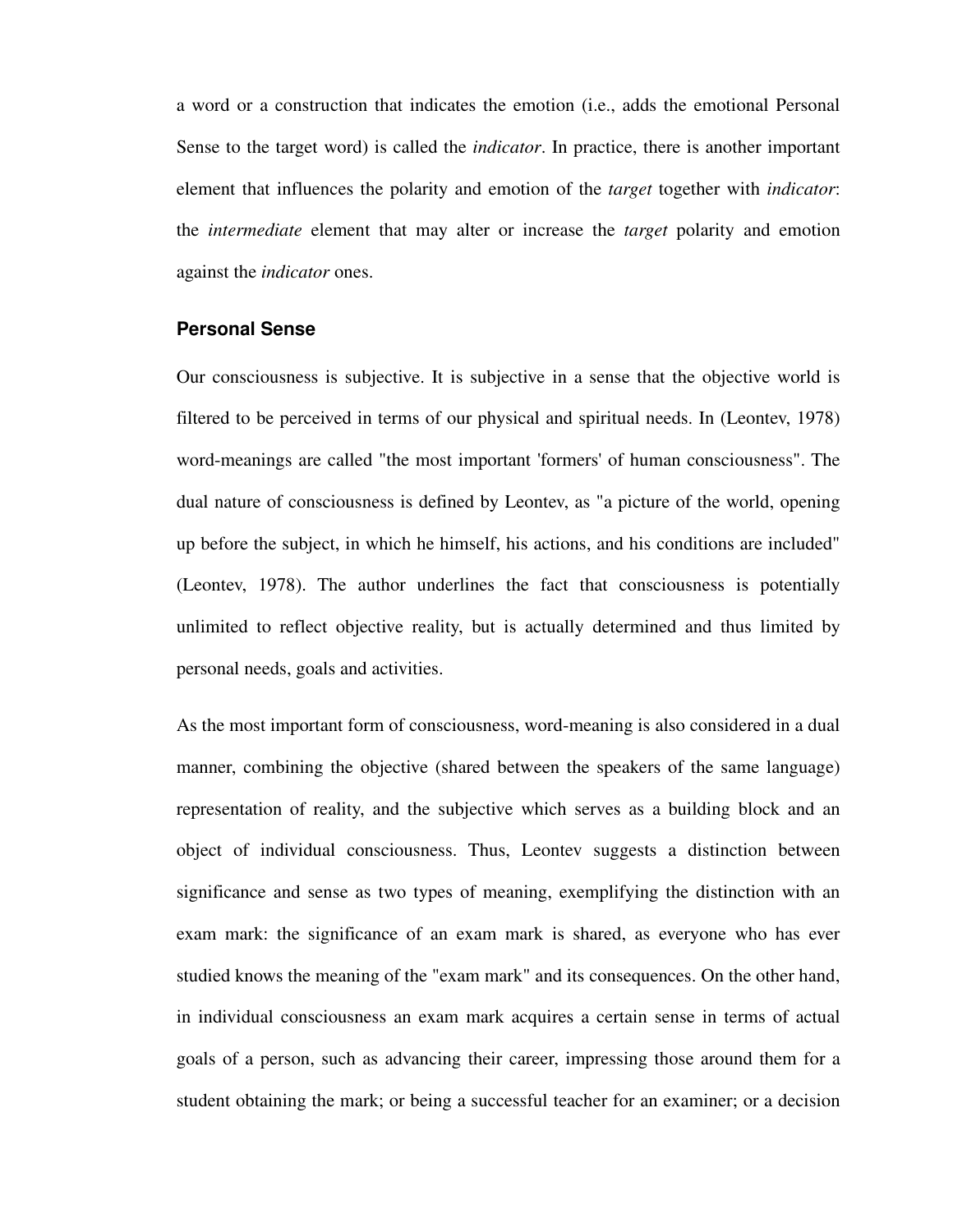a word or a construction that indicates the emotion (i.e., adds the emotional Personal Sense to the target word) is called the *indicator*. In practice, there is another important element that influences the polarity and emotion of the *target* together with *indicator*: the *intermediate* element that may alter or increase the *target* polarity and emotion against the *indicator* ones.

### Personal Sense

Our consciousness is subjective. It is subjective in a sense that the objective world is filtered to be perceived in terms of our physical and spiritual needs. In (Leontev, 1978) word-meanings are called "the most important 'formers' of human consciousness". The dual nature of consciousness is defined by Leontev, as "a picture of the world, opening up before the subject, in which he himself, his actions, and his conditions are included" (Leontev, 1978). The author underlines the fact that consciousness is potentially unlimited to reflect objective reality, but is actually determined and thus limited by personal needs, goals and activities.

As the most important form of consciousness, word-meaning is also considered in a dual manner, combining the objective (shared between the speakers of the same language) representation of reality, and the subjective which serves as a building block and an object of individual consciousness. Thus, Leontev suggests a distinction between significance and sense as two types of meaning, exemplifying the distinction with an exam mark: the significance of an exam mark is shared, as everyone who has ever studied knows the meaning of the "exam mark" and its consequences. On the other hand, in individual consciousness an exam mark acquires a certain sense in terms of actual goals of a person, such as advancing their career, impressing those around them for a student obtaining the mark; or being a successful teacher for an examiner; or a decision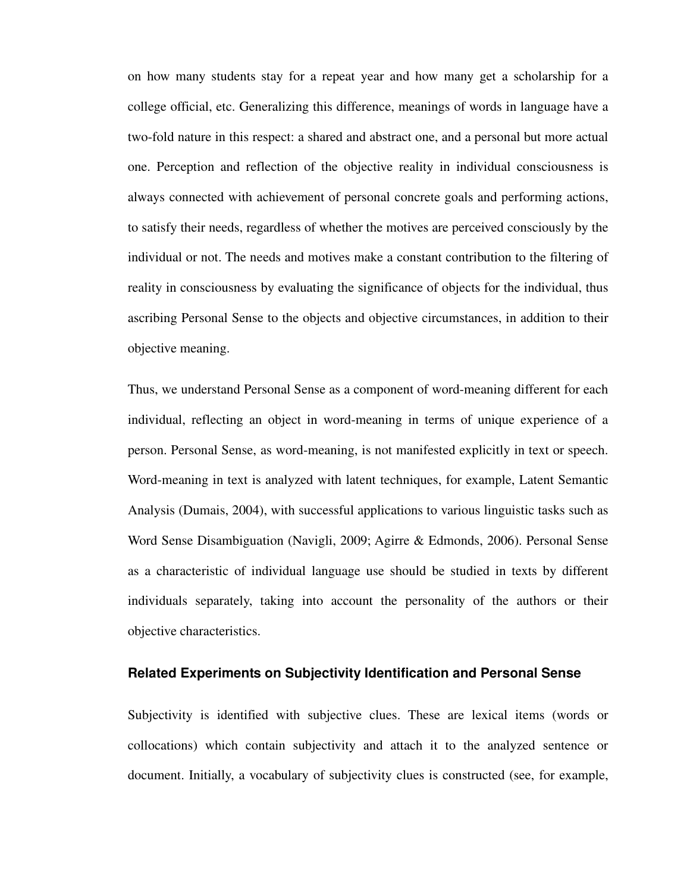on how many students stay for a repeat year and how many get a scholarship for a college official, etc. Generalizing this difference, meanings of words in language have a two-fold nature in this respect: a shared and abstract one, and a personal but more actual one. Perception and reflection of the objective reality in individual consciousness is always connected with achievement of personal concrete goals and performing actions, to satisfy their needs, regardless of whether the motives are perceived consciously by the individual or not. The needs and motives make a constant contribution to the filtering of reality in consciousness by evaluating the significance of objects for the individual, thus ascribing Personal Sense to the objects and objective circumstances, in addition to their objective meaning.

Thus, we understand Personal Sense as a component of word-meaning different for each individual, reflecting an object in word-meaning in terms of unique experience of a person. Personal Sense, as word-meaning, is not manifested explicitly in text or speech. Word-meaning in text is analyzed with latent techniques, for example, Latent Semantic Analysis (Dumais, 2004), with successful applications to various linguistic tasks such as Word Sense Disambiguation (Navigli, 2009; Agirre & Edmonds, 2006). Personal Sense as a characteristic of individual language use should be studied in texts by different individuals separately, taking into account the personality of the authors or their objective characteristics.

## Related Experiments on Subjectivity Identification and Personal Sense

Subjectivity is identified with subjective clues. These are lexical items (words or collocations) which contain subjectivity and attach it to the analyzed sentence or document. Initially, a vocabulary of subjectivity clues is constructed (see, for example,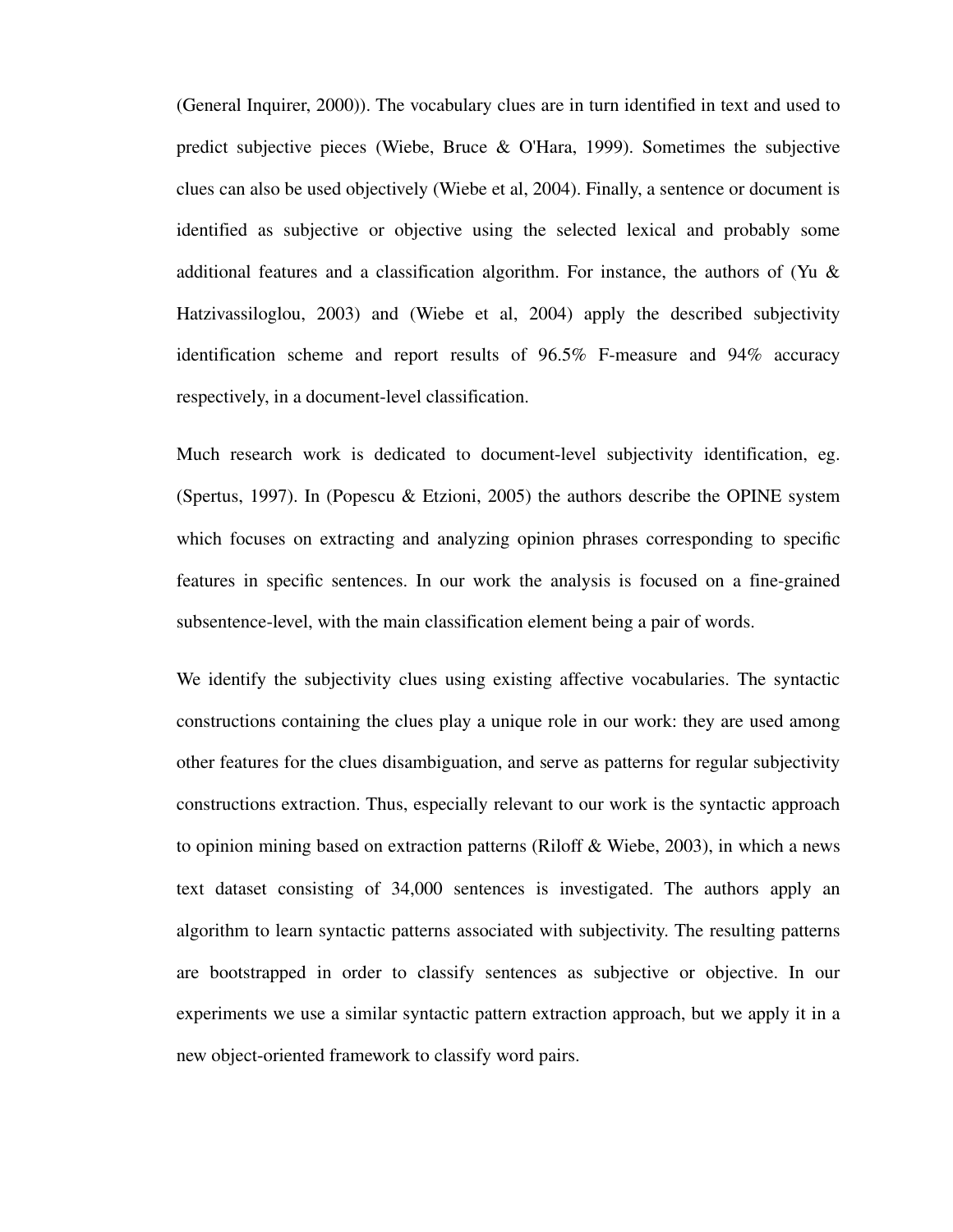(General Inquirer, 2000)). The vocabulary clues are in turn identified in text and used to predict subjective pieces (Wiebe, Bruce & O'Hara, 1999). Sometimes the subjective clues can also be used objectively (Wiebe et al, 2004). Finally, a sentence or document is identified as subjective or objective using the selected lexical and probably some additional features and a classification algorithm. For instance, the authors of (Yu & Hatzivassiloglou, 2003) and (Wiebe et al, 2004) apply the described subjectivity identification scheme and report results of 96.5% F-measure and 94% accuracy respectively, in a document-level classification.

Much research work is dedicated to document-level subjectivity identification, eg. (Spertus, 1997). In (Popescu & Etzioni, 2005) the authors describe the OPINE system which focuses on extracting and analyzing opinion phrases corresponding to specific features in specific sentences. In our work the analysis is focused on a fine-grained subsentence-level, with the main classification element being a pair of words.

We identify the subjectivity clues using existing affective vocabularies. The syntactic constructions containing the clues play a unique role in our work: they are used among other features for the clues disambiguation, and serve as patterns for regular subjectivity constructions extraction. Thus, especially relevant to our work is the syntactic approach to opinion mining based on extraction patterns (Riloff & Wiebe, 2003), in which a news text dataset consisting of 34,000 sentences is investigated. The authors apply an algorithm to learn syntactic patterns associated with subjectivity. The resulting patterns are bootstrapped in order to classify sentences as subjective or objective. In our experiments we use a similar syntactic pattern extraction approach, but we apply it in a new object-oriented framework to classify word pairs.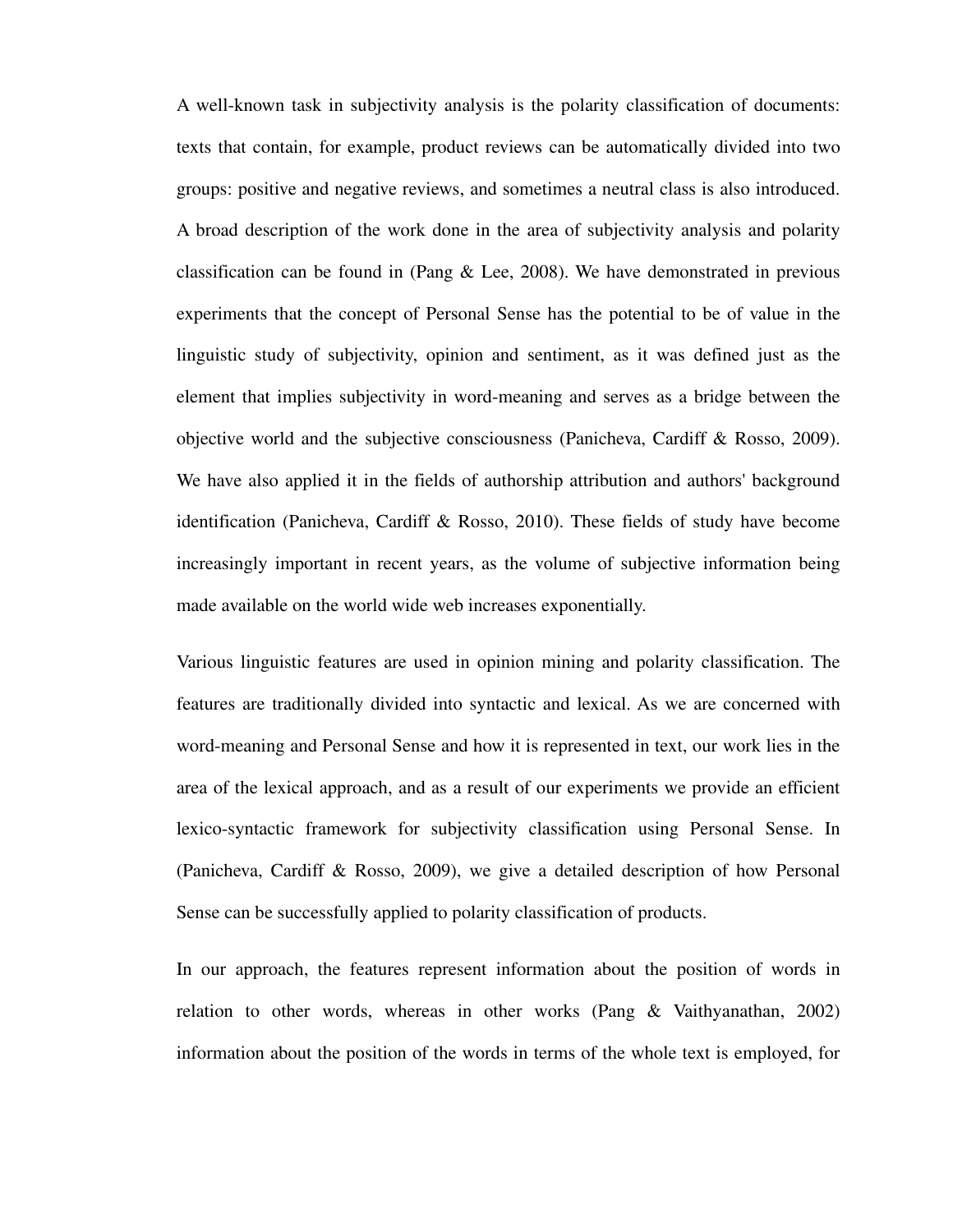A well-known task in subjectivity analysis is the polarity classification of documents: texts that contain, for example, product reviews can be automatically divided into two groups: positive and negative reviews, and sometimes a neutral class is also introduced. A broad description of the work done in the area of subjectivity analysis and polarity classification can be found in (Pang & Lee, 2008). We have demonstrated in previous experiments that the concept of Personal Sense has the potential to be of value in the linguistic study of subjectivity, opinion and sentiment, as it was defined just as the element that implies subjectivity in word-meaning and serves as a bridge between the objective world and the subjective consciousness (Panicheva, Cardiff & Rosso, 2009). We have also applied it in the fields of authorship attribution and authors' background identification (Panicheva, Cardiff & Rosso, 2010). These fields of study have become increasingly important in recent years, as the volume of subjective information being made available on the world wide web increases exponentially.

Various linguistic features are used in opinion mining and polarity classification. The features are traditionally divided into syntactic and lexical. As we are concerned with word-meaning and Personal Sense and how it is represented in text, our work lies in the area of the lexical approach, and as a result of our experiments we provide an efficient lexico-syntactic framework for subjectivity classification using Personal Sense. In (Panicheva, Cardiff & Rosso, 2009), we give a detailed description of how Personal Sense can be successfully applied to polarity classification of products.

In our approach, the features represent information about the position of words in relation to other words, whereas in other works (Pang & Vaithyanathan, 2002) information about the position of the words in terms of the whole text is employed, for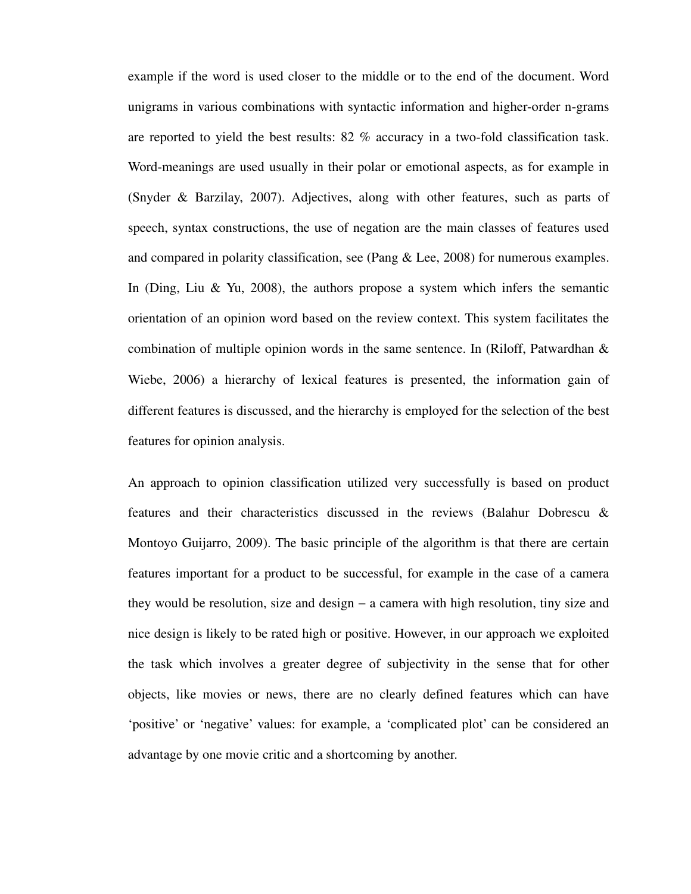example if the word is used closer to the middle or to the end of the document. Word unigrams in various combinations with syntactic information and higher-order n-grams are reported to yield the best results: 82 % accuracy in a two-fold classification task. Word-meanings are used usually in their polar or emotional aspects, as for example in (Snyder & Barzilay, 2007). Adjectives, along with other features, such as parts of speech, syntax constructions, the use of negation are the main classes of features used and compared in polarity classification, see (Pang & Lee, 2008) for numerous examples. In (Ding, Liu & Yu, 2008), the authors propose a system which infers the semantic orientation of an opinion word based on the review context. This system facilitates the combination of multiple opinion words in the same sentence. In (Riloff, Patwardhan & Wiebe, 2006) a hierarchy of lexical features is presented, the information gain of different features is discussed, and the hierarchy is employed for the selection of the best features for opinion analysis.

An approach to opinion classification utilized very successfully is based on product features and their characteristics discussed in the reviews (Balahur Dobrescu & Montoyo Guijarro, 2009). The basic principle of the algorithm is that there are certain features important for a product to be successful, for example in the case of a camera they would be resolution, size and design – a camera with high resolution, tiny size and nice design is likely to be rated high or positive. However, in our approach we exploited the task which involves a greater degree of subjectivity in the sense that for other objects, like movies or news, there are no clearly defined features which can have 'positive' or 'negative' values: for example, a 'complicated plot' can be considered an advantage by one movie critic and a shortcoming by another.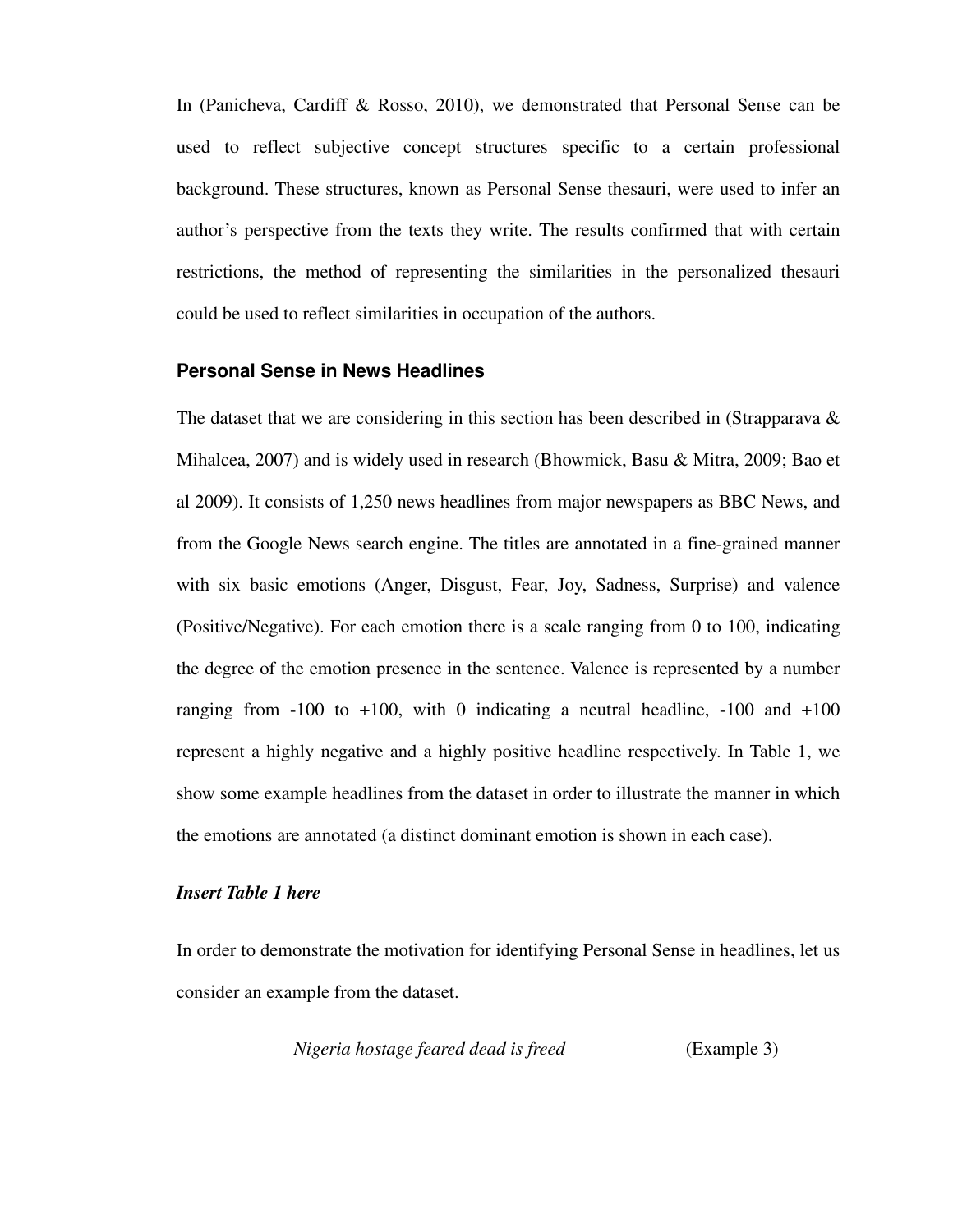In (Panicheva, Cardiff & Rosso, 2010), we demonstrated that Personal Sense can be used to reflect subjective concept structures specific to a certain professional background. These structures, known as Personal Sense thesauri, were used to infer an author's perspective from the texts they write. The results confirmed that with certain restrictions, the method of representing the similarities in the personalized thesauri could be used to reflect similarities in occupation of the authors.

### Personal Sense in News Headlines

The dataset that we are considering in this section has been described in (Strapparava & Mihalcea, 2007) and is widely used in research (Bhowmick, Basu & Mitra, 2009; Bao et al 2009). It consists of 1,250 news headlines from major newspapers as BBC News, and from the Google News search engine. The titles are annotated in a fine-grained manner with six basic emotions (Anger, Disgust, Fear, Joy, Sadness, Surprise) and valence (Positive/Negative). For each emotion there is a scale ranging from 0 to 100, indicating the degree of the emotion presence in the sentence. Valence is represented by a number ranging from -100 to +100, with 0 indicating a neutral headline, -100 and +100 represent a highly negative and a highly positive headline respectively. In Table 1, we show some example headlines from the dataset in order to illustrate the manner in which the emotions are annotated (a distinct dominant emotion is shown in each case).

***Insert Table 1 here***

In order to demonstrate the motivation for identifying Personal Sense in headlines, let us consider an example from the dataset.

*Nigeria hostage feared dead is freed* (Example 3)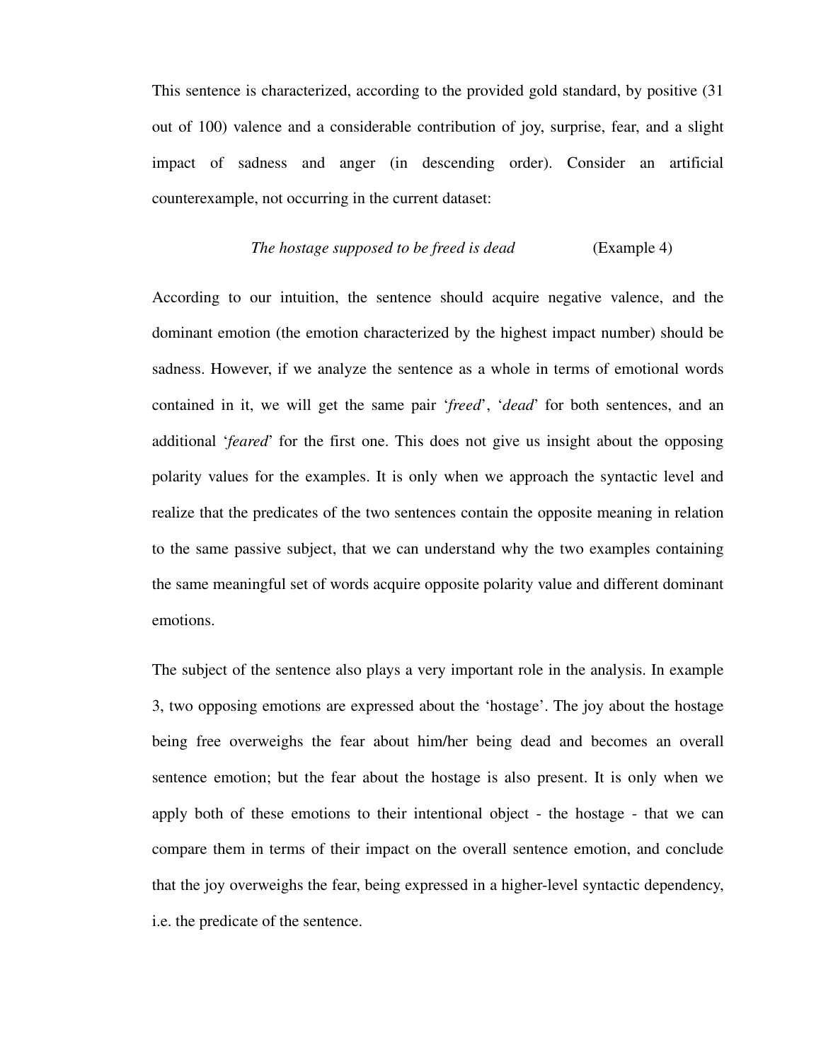This sentence is characterized, according to the provided gold standard, by positive (31 out of 100) valence and a considerable contribution of joy, surprise, fear, and a slight impact of sadness and anger (in descending order). Consider an artificial counterexample, not occurring in the current dataset:

*The hostage supposed to be freed is dead* (Example 4)

According to our intuition, the sentence should acquire negative valence, and the dominant emotion (the emotion characterized by the highest impact number) should be sadness. However, if we analyze the sentence as a whole in terms of emotional words contained in it, we will get the same pair '*freed*', '*dead*' for both sentences, and an additional '*feared*' for the first one. This does not give us insight about the opposing polarity values for the examples. It is only when we approach the syntactic level and realize that the predicates of the two sentences contain the opposite meaning in relation to the same passive subject, that we can understand why the two examples containing the same meaningful set of words acquire opposite polarity value and different dominant emotions.

The subject of the sentence also plays a very important role in the analysis. In example 3, two opposing emotions are expressed about the 'hostage'. The joy about the hostage being free overweighs the fear about him/her being dead and becomes an overall sentence emotion; but the fear about the hostage is also present. It is only when we apply both of these emotions to their intentional object - the hostage - that we can compare them in terms of their impact on the overall sentence emotion, and conclude that the joy overweighs the fear, being expressed in a higher-level syntactic dependency, i.e. the predicate of the sentence.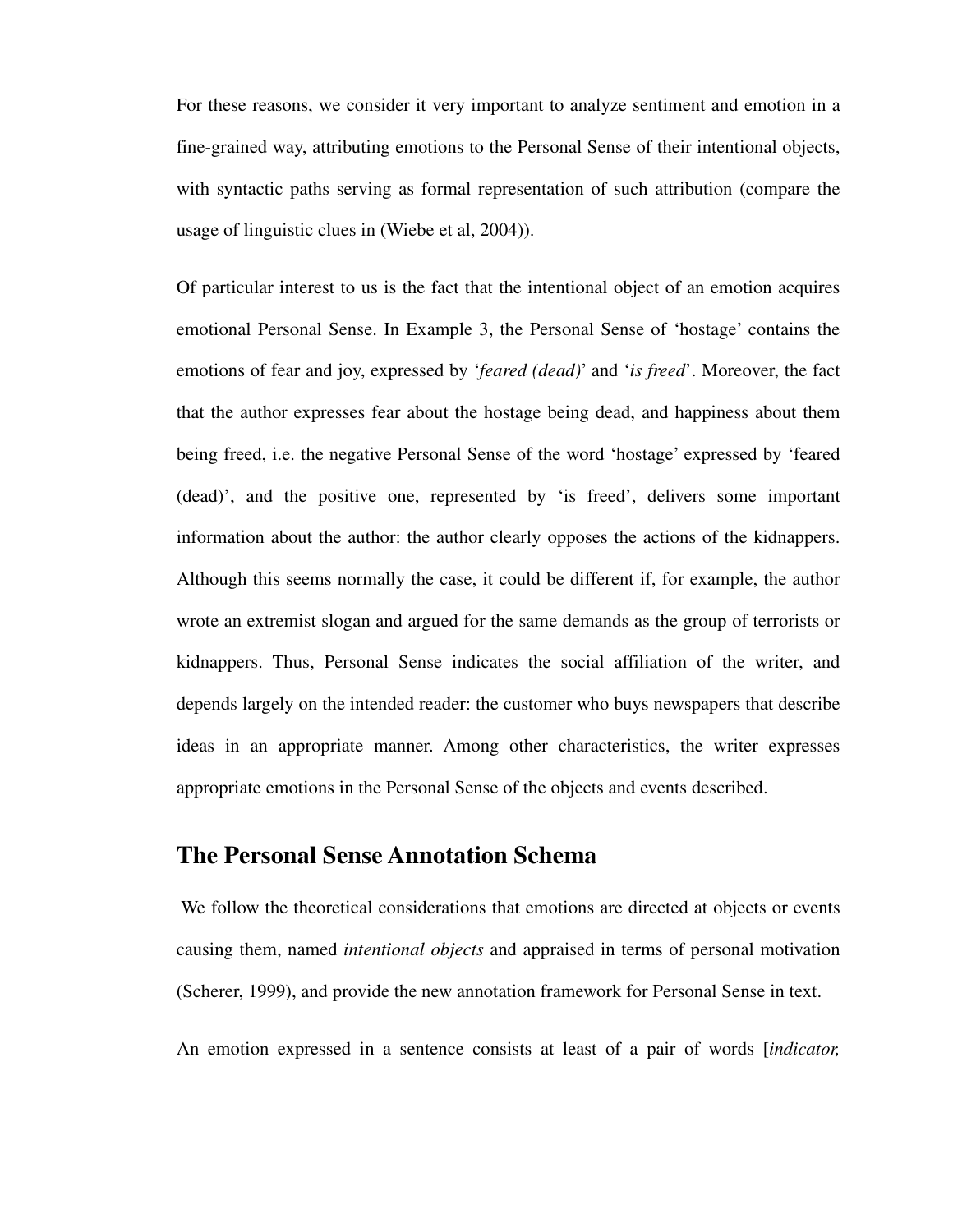For these reasons, we consider it very important to analyze sentiment and emotion in a fine-grained way, attributing emotions to the Personal Sense of their intentional objects, with syntactic paths serving as formal representation of such attribution (compare the usage of linguistic clues in (Wiebe et al, 2004)).

Of particular interest to us is the fact that the intentional object of an emotion acquires emotional Personal Sense. In Example 3, the Personal Sense of 'hostage' contains the emotions of fear and joy, expressed by '*feared (dead)*' and '*is freed*'. Moreover, the fact that the author expresses fear about the hostage being dead, and happiness about them being freed, i.e. the negative Personal Sense of the word 'hostage' expressed by 'feared (dead)', and the positive one, represented by 'is freed', delivers some important information about the author: the author clearly opposes the actions of the kidnappers. Although this seems normally the case, it could be different if, for example, the author wrote an extremist slogan and argued for the same demands as the group of terrorists or kidnappers. Thus, Personal Sense indicates the social affiliation of the writer, and depends largely on the intended reader: the customer who buys newspapers that describe ideas in an appropriate manner. Among other characteristics, the writer expresses appropriate emotions in the Personal Sense of the objects and events described.

## The Personal Sense Annotation Schema

We follow the theoretical considerations that emotions are directed at objects or events causing them, named *intentional objects* and appraised in terms of personal motivation (Scherer, 1999), and provide the new annotation framework for Personal Sense in text.

An emotion expressed in a sentence consists at least of a pair of words [*indicator,*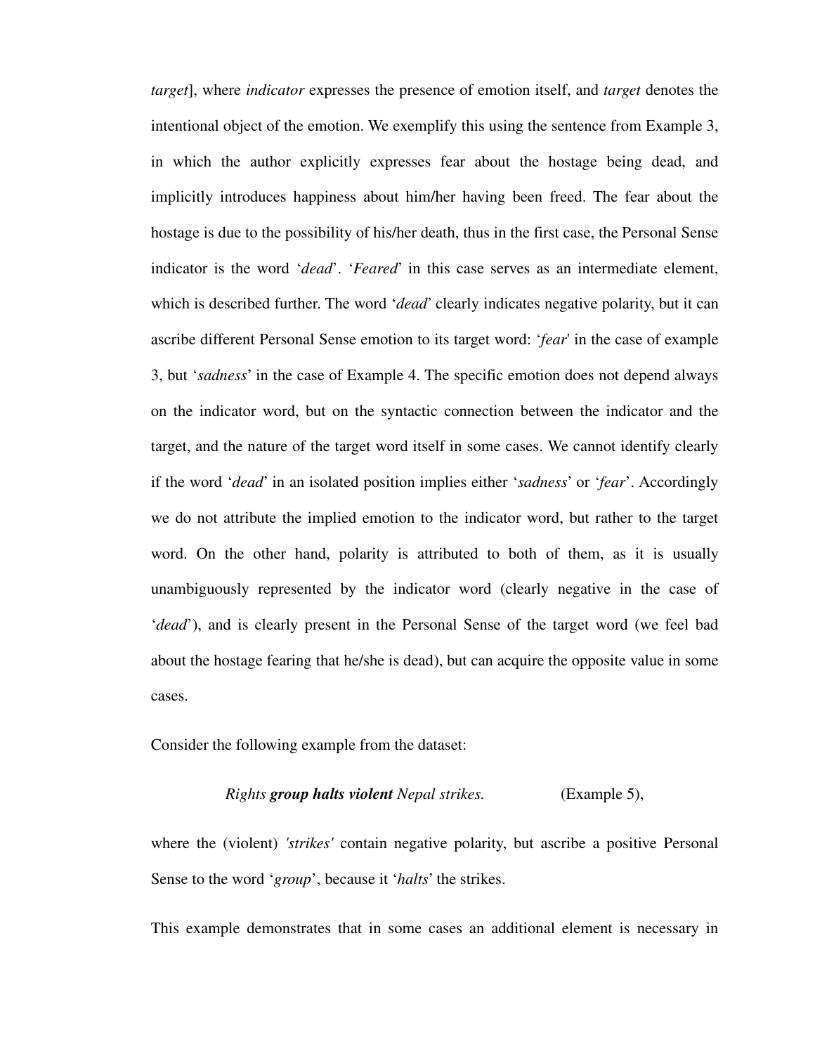target], where *indicator* expresses the presence of emotion itself, and *target* denotes the intentional object of the emotion. We exemplify this using the sentence from Example 3, in which the author explicitly expresses fear about the hostage being dead, and implicitly introduces happiness about him/her having been freed. The fear about the hostage is due to the possibility of his/her death, thus in the first case, the Personal Sense indicator is the word '*dead*'. '*Feared*' in this case serves as an intermediate element, which is described further. The word '*dead*' clearly indicates negative polarity, but it can ascribe different Personal Sense emotion to its target word: '*fear*' in the case of example 3, but '*sadness*' in the case of Example 4. The specific emotion does not depend always on the indicator word, but on the syntactic connection between the indicator and the target, and the nature of the target word itself in some cases. We cannot identify clearly if the word '*dead*' in an isolated position implies either '*sadness*' or '*fear*'. Accordingly we do not attribute the implied emotion to the indicator word, but rather to the target word. On the other hand, polarity is attributed to both of them, as it is usually unambiguously represented by the indicator word (clearly negative in the case of '*dead*'), and is clearly present in the Personal Sense of the target word (we feel bad about the hostage fearing that he/she is dead), but can acquire the opposite value in some cases.

Consider the following example from the dataset:

*Rights* ***group halts violent*** *Nepal strikes.* (Example 5),

where the (violent) *'strikes'* contain negative polarity, but ascribe a positive Personal Sense to the word '*group*', because it '*halts*' the strikes.

This example demonstrates that in some cases an additional element is necessary in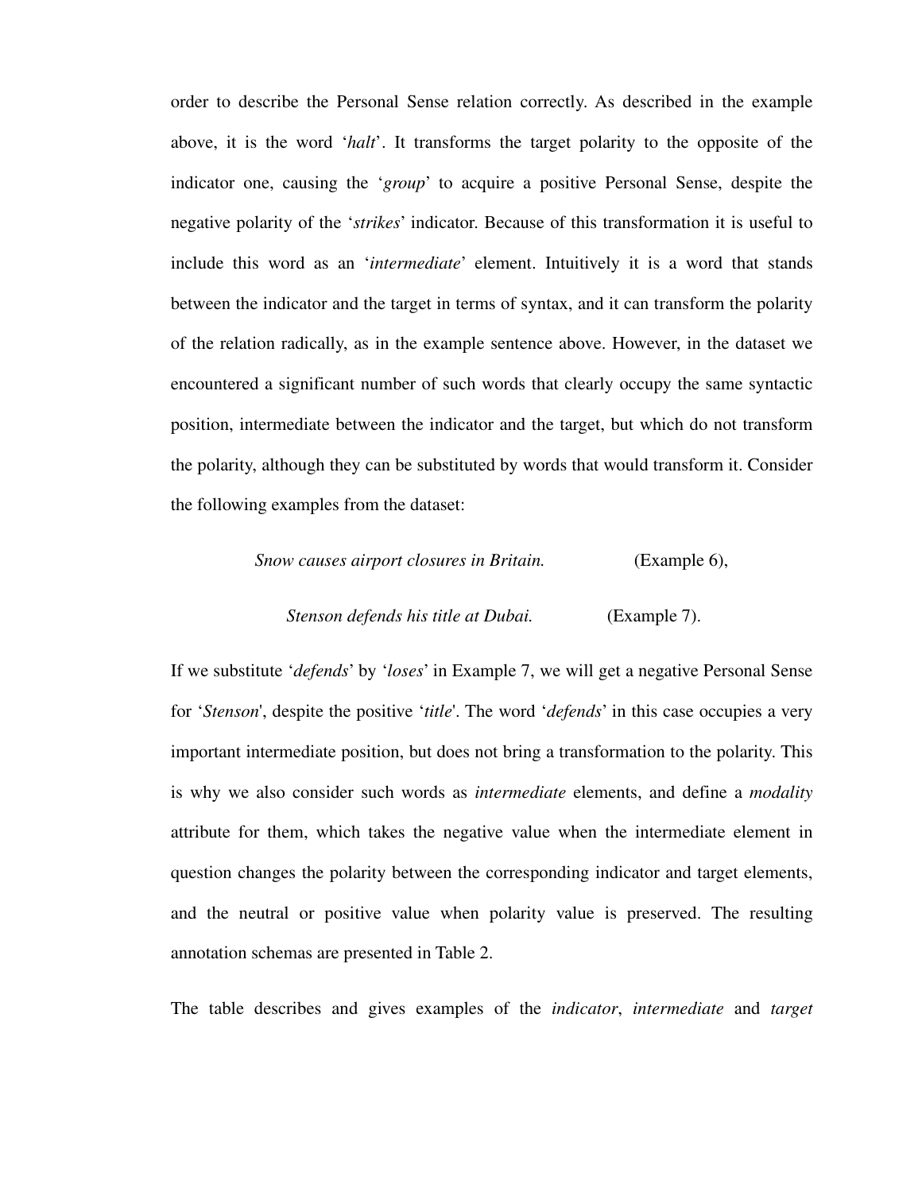order to describe the Personal Sense relation correctly. As described in the example above, it is the word '*halt*'. It transforms the target polarity to the opposite of the indicator one, causing the '*group*' to acquire a positive Personal Sense, despite the negative polarity of the '*strikes*' indicator. Because of this transformation it is useful to include this word as an '*intermediate*' element. Intuitively it is a word that stands between the indicator and the target in terms of syntax, and it can transform the polarity of the relation radically, as in the example sentence above. However, in the dataset we encountered a significant number of such words that clearly occupy the same syntactic position, intermediate between the indicator and the target, but which do not transform the polarity, although they can be substituted by words that would transform it. Consider the following examples from the dataset:

*Snow causes airport closures in Britain.* (Example 6),

*Stenson defends his title at Dubai.* (Example 7).

If we substitute '*defends*' by '*loses*' in Example 7, we will get a negative Personal Sense for '*Stenson*', despite the positive '*title*'. The word '*defends*' in this case occupies a very important intermediate position, but does not bring a transformation to the polarity. This is why we also consider such words as *intermediate* elements, and define a *modality* attribute for them, which takes the negative value when the intermediate element in question changes the polarity between the corresponding indicator and target elements, and the neutral or positive value when polarity value is preserved. The resulting annotation schemas are presented in Table 2.

The table describes and gives examples of the *indicator*, *intermediate* and *target*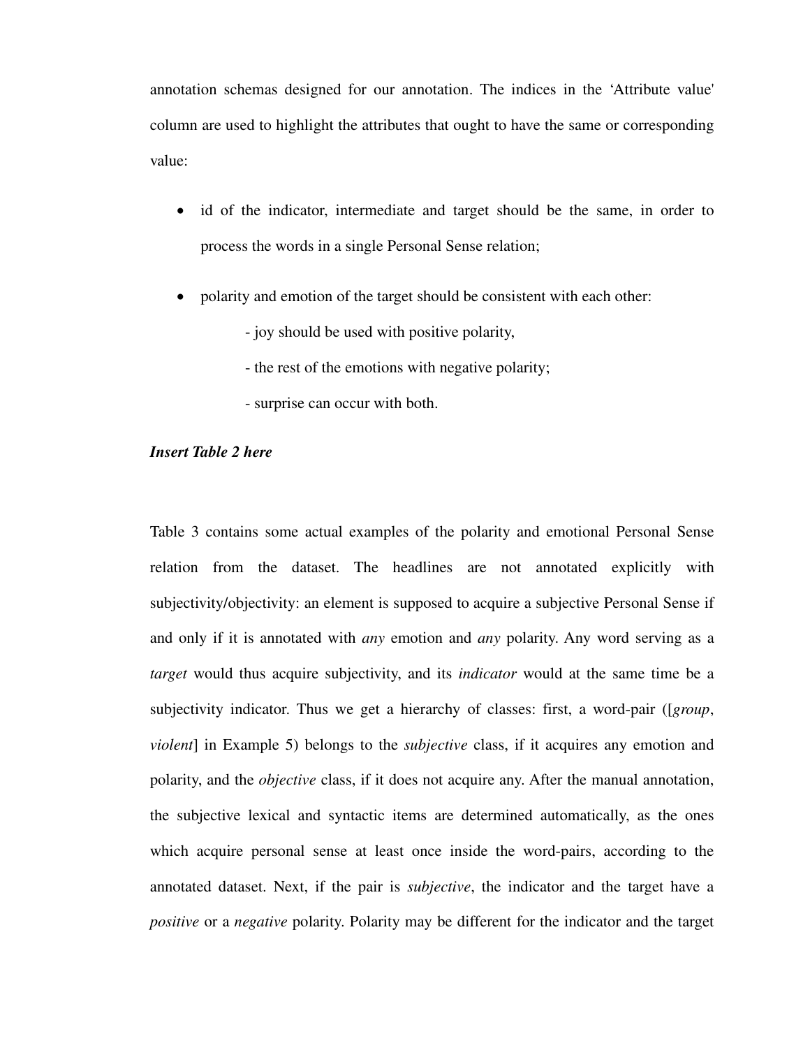annotation schemas designed for our annotation. The indices in the 'Attribute value' column are used to highlight the attributes that ought to have the same or corresponding value:

- id of the indicator, intermediate and target should be the same, in order to process the words in a single Personal Sense relation;
- polarity and emotion of the target should be consistent with each other:
  - joy should be used with positive polarity,
  - the rest of the emotions with negative polarity;
  - surprise can occur with both.

***Insert Table 2 here***

Table 3 contains some actual examples of the polarity and emotional Personal Sense relation from the dataset. The headlines are not annotated explicitly with subjectivity/objectivity: an element is supposed to acquire a subjective Personal Sense if and only if it is annotated with *any* emotion and *any* polarity. Any word serving as a *target* would thus acquire subjectivity, and its *indicator* would at the same time be a subjectivity indicator. Thus we get a hierarchy of classes: first, a word-pair ([*group*, *violent*] in Example 5) belongs to the *subjective* class, if it acquires any emotion and polarity, and the *objective* class, if it does not acquire any. After the manual annotation, the subjective lexical and syntactic items are determined automatically, as the ones which acquire personal sense at least once inside the word-pairs, according to the annotated dataset. Next, if the pair is *subjective*, the indicator and the target have a *positive* or a *negative* polarity. Polarity may be different for the indicator and the target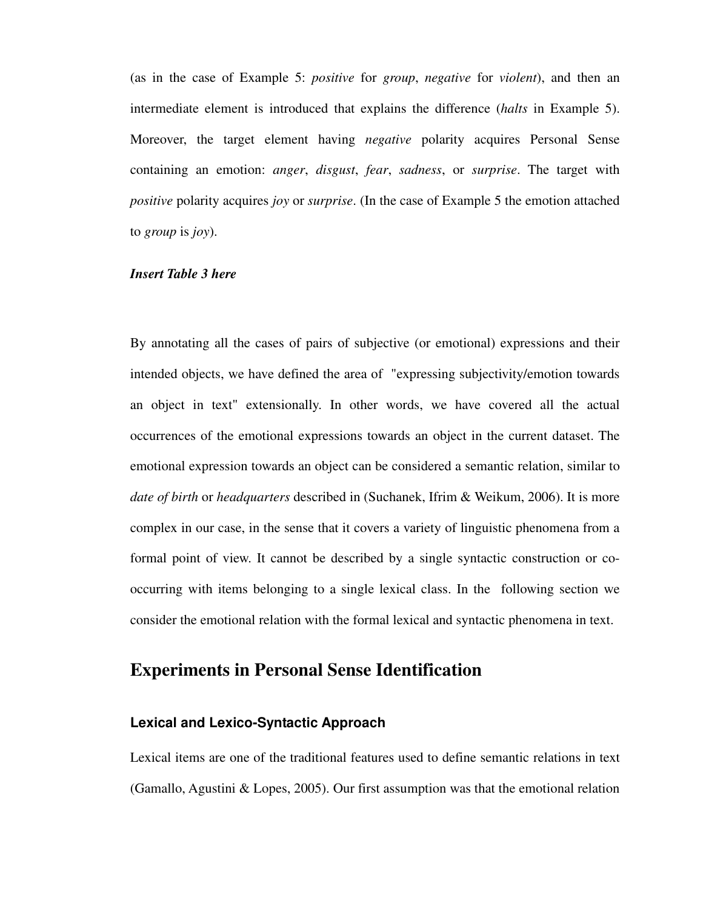(as in the case of Example 5: *positive* for *group*, *negative* for *violent*), and then an intermediate element is introduced that explains the difference (*halts* in Example 5). Moreover, the target element having *negative* polarity acquires Personal Sense containing an emotion: *anger*, *disgust*, *fear*, *sadness*, or *surprise*. The target with *positive* polarity acquires *joy* or *surprise*. (In the case of Example 5 the emotion attached to *group* is *joy*).

***Insert Table 3 here***

By annotating all the cases of pairs of subjective (or emotional) expressions and their intended objects, we have defined the area of "expressing subjectivity/emotion towards an object in text" extensionally. In other words, we have covered all the actual occurrences of the emotional expressions towards an object in the current dataset. The emotional expression towards an object can be considered a semantic relation, similar to *date of birth* or *headquarters* described in (Suchanek, Ifrim & Weikum, 2006). It is more complex in our case, in the sense that it covers a variety of linguistic phenomena from a formal point of view. It cannot be described by a single syntactic construction or co-occurring with items belonging to a single lexical class. In the following section we consider the emotional relation with the formal lexical and syntactic phenomena in text.

## Experiments in Personal Sense Identification

### Lexical and Lexico-Syntactic Approach

Lexical items are one of the traditional features used to define semantic relations in text (Gamallo, Agustini & Lopes, 2005). Our first assumption was that the emotional relation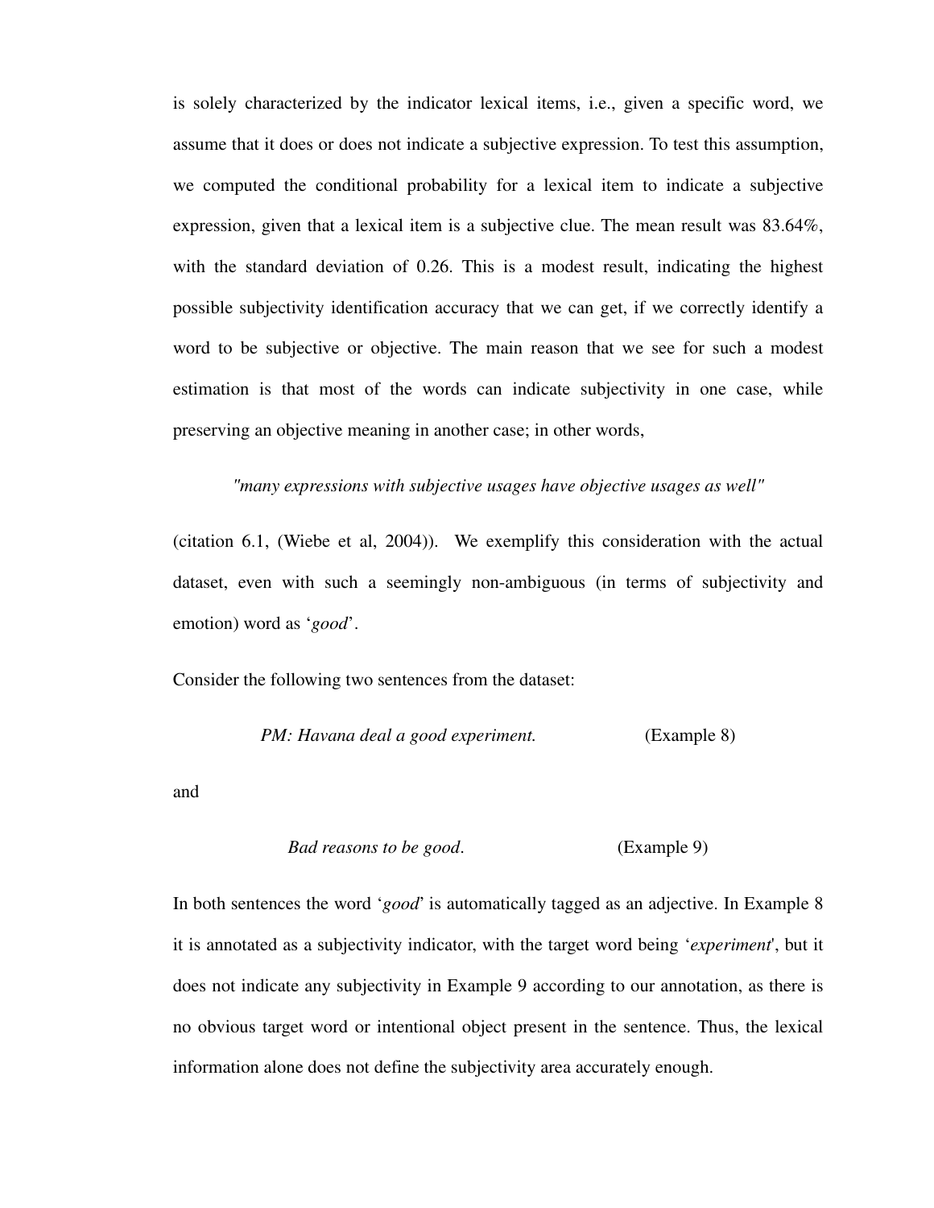is solely characterized by the indicator lexical items, i.e., given a specific word, we assume that it does or does not indicate a subjective expression. To test this assumption, we computed the conditional probability for a lexical item to indicate a subjective expression, given that a lexical item is a subjective clue. The mean result was 83.64%, with the standard deviation of 0.26. This is a modest result, indicating the highest possible subjectivity identification accuracy that we can get, if we correctly identify a word to be subjective or objective. The main reason that we see for such a modest estimation is that most of the words can indicate subjectivity in one case, while preserving an objective meaning in another case; in other words,

*"many expressions with subjective usages have objective usages as well"*

(citation 6.1, (Wiebe et al, 2004)). We exemplify this consideration with the actual dataset, even with such a seemingly non-ambiguous (in terms of subjectivity and emotion) word as '*good*'.

Consider the following two sentences from the dataset:

*PM: Havana deal a good experiment.* (Example 8)

and

*Bad reasons to be good*. (Example 9)

In both sentences the word '*good*' is automatically tagged as an adjective. In Example 8 it is annotated as a subjectivity indicator, with the target word being '*experiment*', but it does not indicate any subjectivity in Example 9 according to our annotation, as there is no obvious target word or intentional object present in the sentence. Thus, the lexical information alone does not define the subjectivity area accurately enough.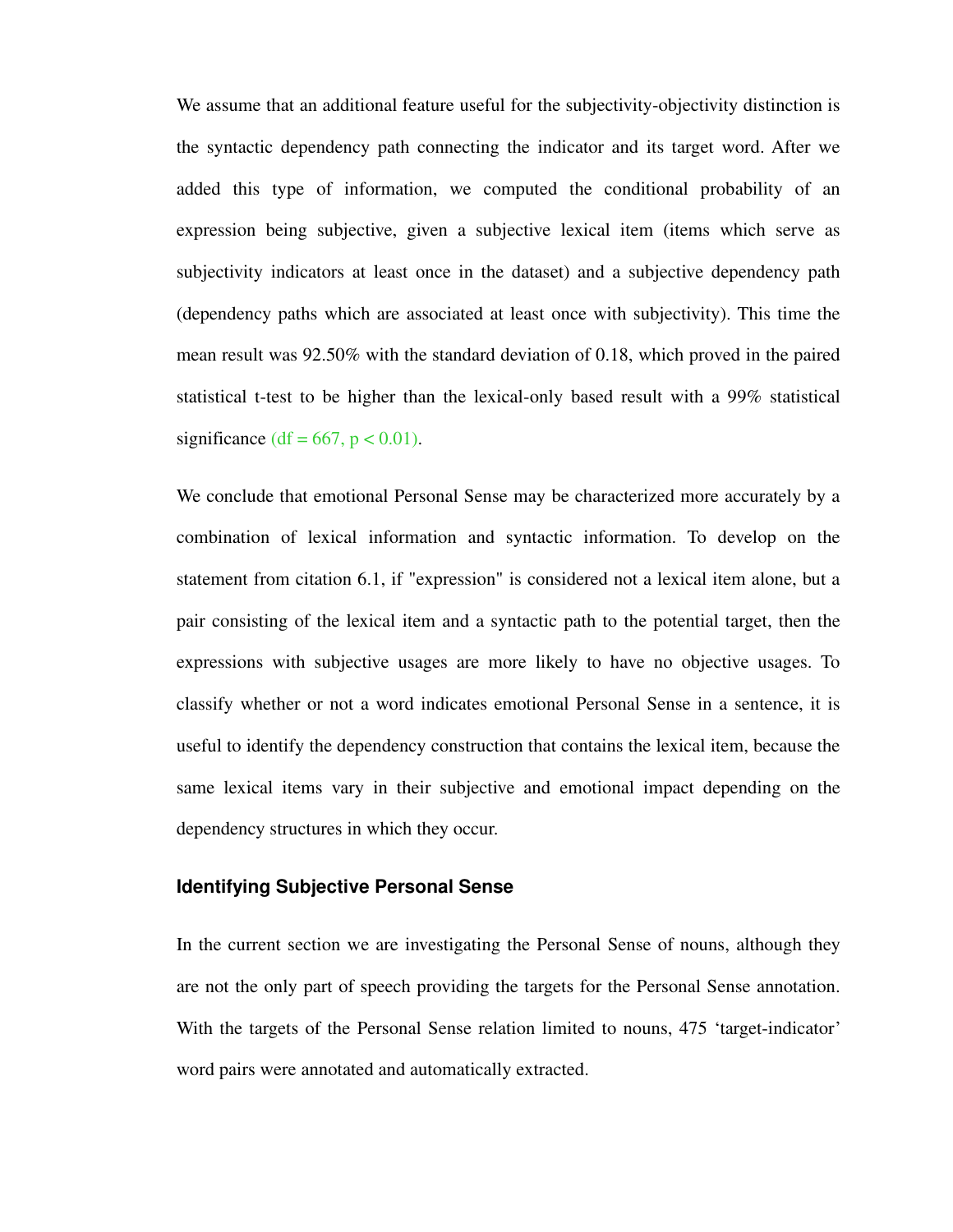We assume that an additional feature useful for the subjectivity-objectivity distinction is the syntactic dependency path connecting the indicator and its target word. After we added this type of information, we computed the conditional probability of an expression being subjective, given a subjective lexical item (items which serve as subjectivity indicators at least once in the dataset) and a subjective dependency path (dependency paths which are associated at least once with subjectivity). This time the mean result was 92.50% with the standard deviation of 0.18, which proved in the paired statistical t-test to be higher than the lexical-only based result with a 99% statistical significance ($df = 667$, $p < 0.01$).

We conclude that emotional Personal Sense may be characterized more accurately by a combination of lexical information and syntactic information. To develop on the statement from citation 6.1, if "expression" is considered not a lexical item alone, but a pair consisting of the lexical item and a syntactic path to the potential target, then the expressions with subjective usages are more likely to have no objective usages. To classify whether or not a word indicates emotional Personal Sense in a sentence, it is useful to identify the dependency construction that contains the lexical item, because the same lexical items vary in their subjective and emotional impact depending on the dependency structures in which they occur.

### Identifying Subjective Personal Sense

In the current section we are investigating the Personal Sense of nouns, although they are not the only part of speech providing the targets for the Personal Sense annotation. With the targets of the Personal Sense relation limited to nouns, 475 'target-indicator' word pairs were annotated and automatically extracted.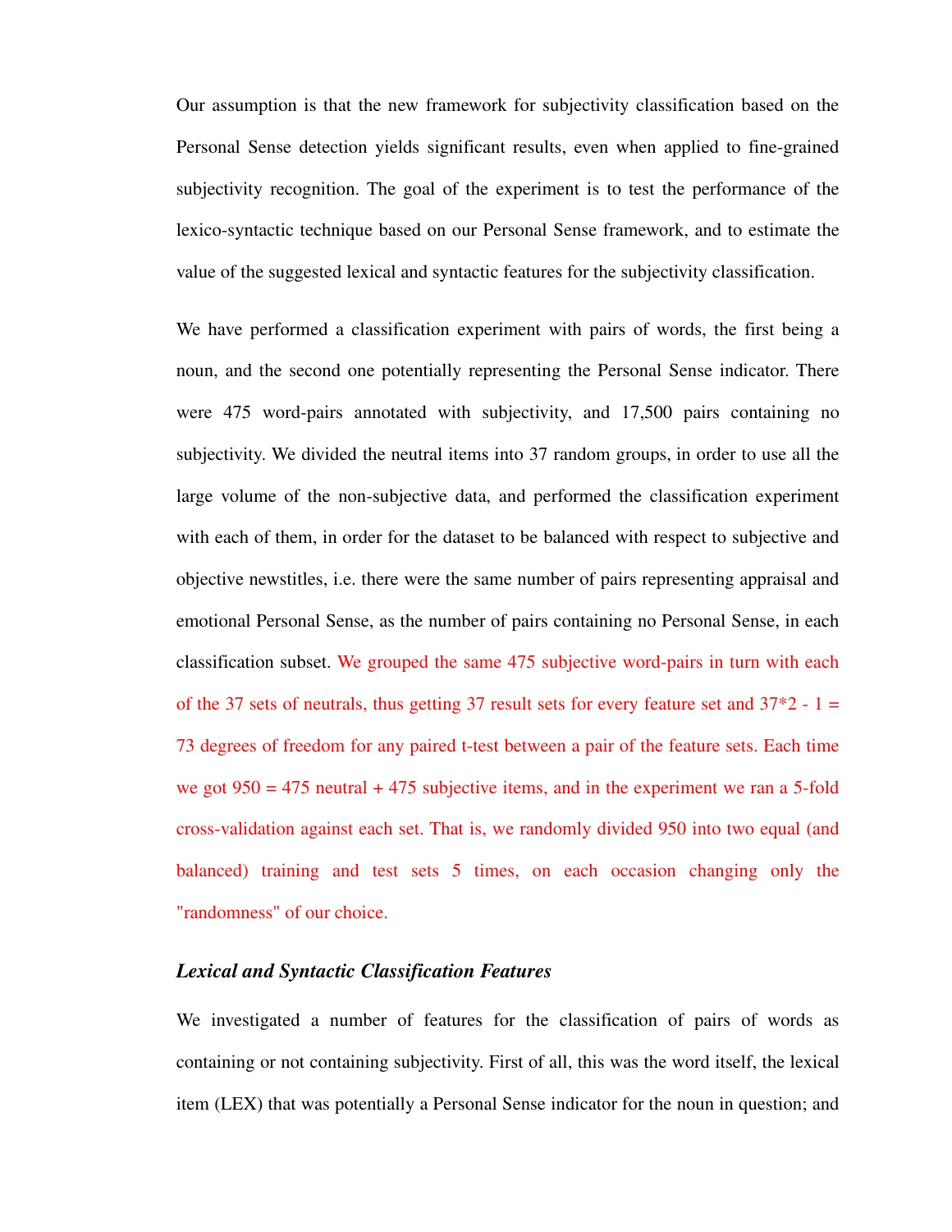Our assumption is that the new framework for subjectivity classification based on the Personal Sense detection yields significant results, even when applied to fine-grained subjectivity recognition. The goal of the experiment is to test the performance of the lexico-syntactic technique based on our Personal Sense framework, and to estimate the value of the suggested lexical and syntactic features for the subjectivity classification.

We have performed a classification experiment with pairs of words, the first being a noun, and the second one potentially representing the Personal Sense indicator. There were 475 word-pairs annotated with subjectivity, and 17,500 pairs containing no subjectivity. We divided the neutral items into 37 random groups, in order to use all the large volume of the non-subjective data, and performed the classification experiment with each of them, in order for the dataset to be balanced with respect to subjective and objective newstitles, i.e. there were the same number of pairs representing appraisal and emotional Personal Sense, as the number of pairs containing no Personal Sense, in each classification subset. We grouped the same 475 subjective word-pairs in turn with each of the 37 sets of neutrals, thus getting 37 result sets for every feature set and $37*2 - 1 = 73$ degrees of freedom for any paired t-test between a pair of the feature sets. Each time we got 950 = 475 neutral + 475 subjective items, and in the experiment we ran a 5-fold cross-validation against each set. That is, we randomly divided 950 into two equal (and balanced) training and test sets 5 times, on each occasion changing only the "randomness" of our choice.

### *Lexical and Syntactic Classification Features*

We investigated a number of features for the classification of pairs of words as containing or not containing subjectivity. First of all, this was the word itself, the lexical item (LEX) that was potentially a Personal Sense indicator for the noun in question; and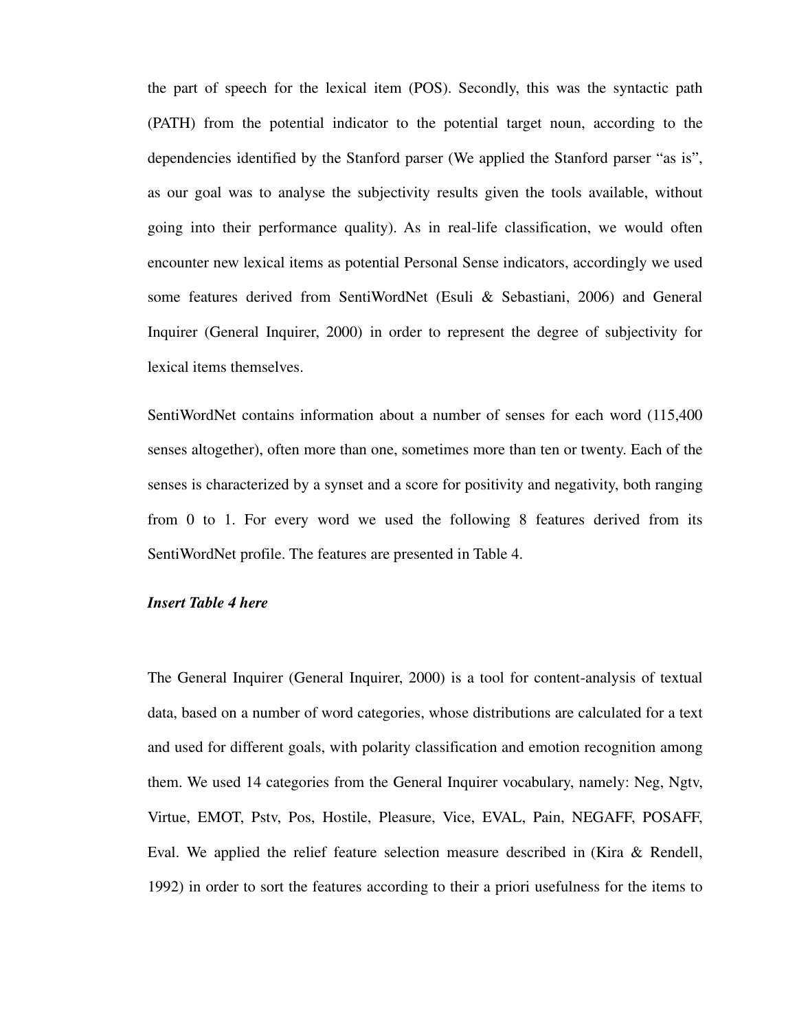the part of speech for the lexical item (POS). Secondly, this was the syntactic path (PATH) from the potential indicator to the potential target noun, according to the dependencies identified by the Stanford parser (We applied the Stanford parser "as is", as our goal was to analyse the subjectivity results given the tools available, without going into their performance quality). As in real-life classification, we would often encounter new lexical items as potential Personal Sense indicators, accordingly we used some features derived from SentiWordNet (Esuli & Sebastiani, 2006) and General Inquirer (General Inquirer, 2000) in order to represent the degree of subjectivity for lexical items themselves.

SentiWordNet contains information about a number of senses for each word (115,400 senses altogether), often more than one, sometimes more than ten or twenty. Each of the senses is characterized by a synset and a score for positivity and negativity, both ranging from 0 to 1. For every word we used the following 8 features derived from its SentiWordNet profile. The features are presented in Table 4.

***Insert Table 4 here***

The General Inquirer (General Inquirer, 2000) is a tool for content-analysis of textual data, based on a number of word categories, whose distributions are calculated for a text and used for different goals, with polarity classification and emotion recognition among them. We used 14 categories from the General Inquirer vocabulary, namely: Neg, Ngtv, Virtue, EMOT, Pstv, Pos, Hostile, Pleasure, Vice, EVAL, Pain, NEGAFF, POSAFF, Eval. We applied the relief feature selection measure described in (Kira & Rendell, 1992) in order to sort the features according to their a priori usefulness for the items to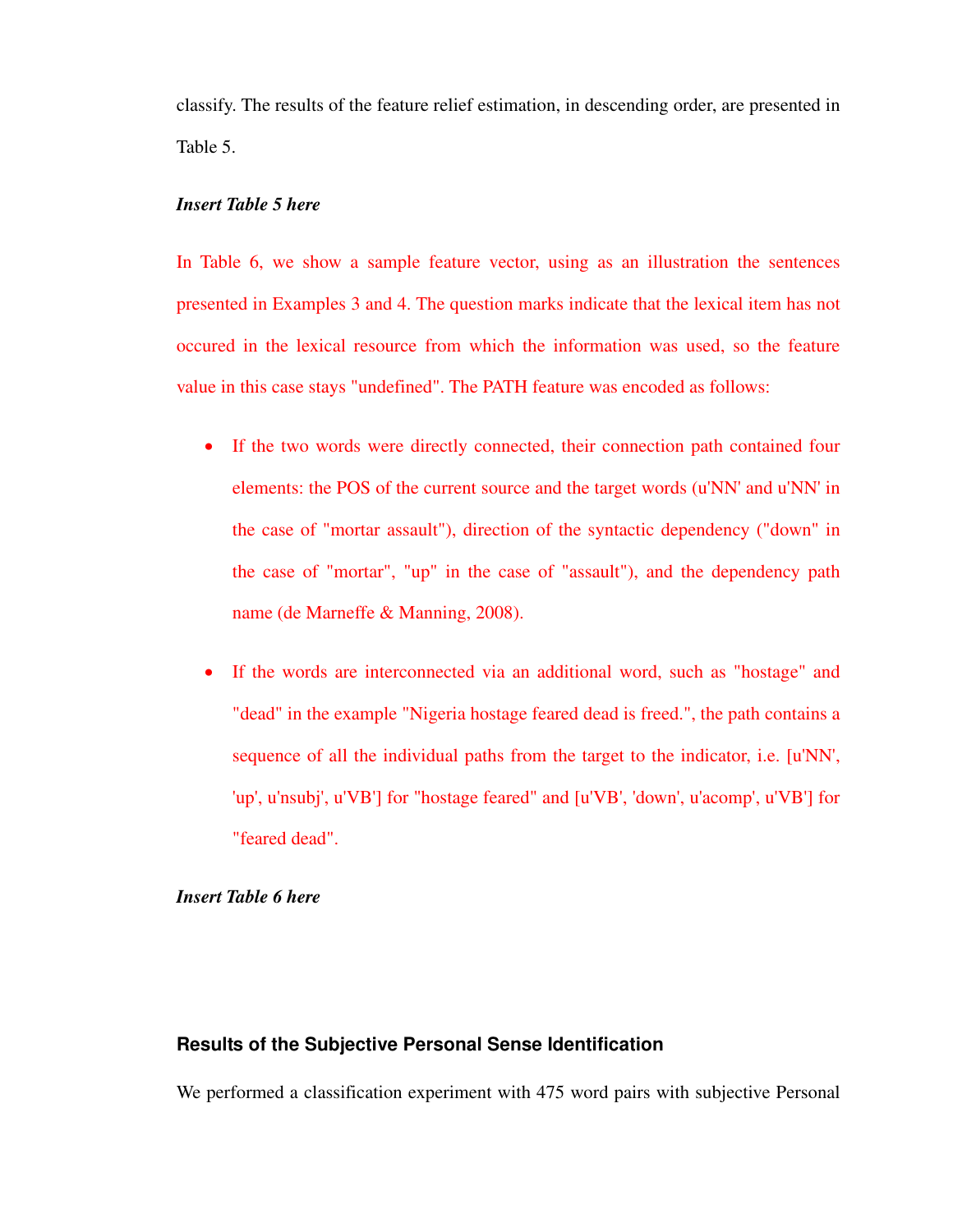classify. The results of the feature relief estimation, in descending order, are presented in Table 5.

***Insert Table 5 here***

In Table 6, we show a sample feature vector, using as an illustration the sentences presented in Examples 3 and 4. The question marks indicate that the lexical item has not occured in the lexical resource from which the information was used, so the feature value in this case stays "undefined". The PATH feature was encoded as follows:

- If the two words were directly connected, their connection path contained four elements: the POS of the current source and the target words (u'NN' and u'NN' in the case of "mortar assault"), direction of the syntactic dependency ("down" in the case of "mortar", "up" in the case of "assault"), and the dependency path name (de Marneffe & Manning, 2008).
- If the words are interconnected via an additional word, such as "hostage" and "dead" in the example "Nigeria hostage feared dead is freed.", the path contains a sequence of all the individual paths from the target to the indicator, i.e. [u'NN', 'up', u'nsubj', u'VB'] for "hostage feared" and [u'VB', 'down', u'acomp', u'VB'] for "feared dead".

***Insert Table 6 here***

## Results of the Subjective Personal Sense Identification

We performed a classification experiment with 475 word pairs with subjective Personal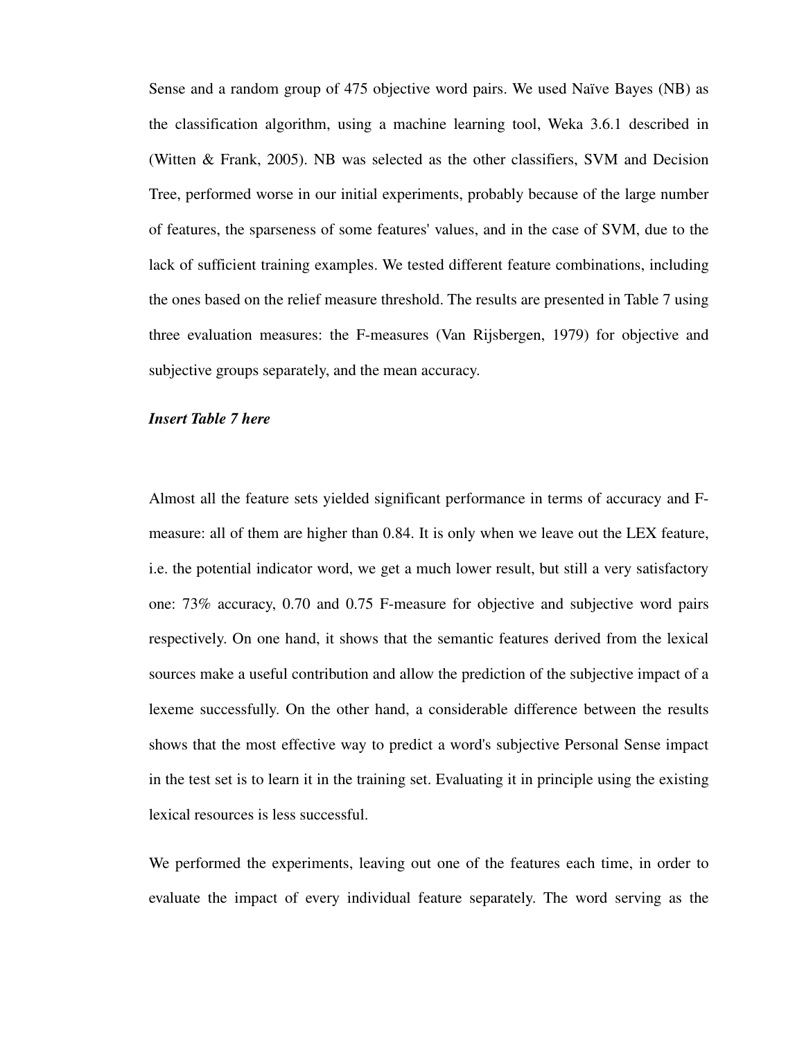Sense and a random group of 475 objective word pairs. We used Naïve Bayes (NB) as the classification algorithm, using a machine learning tool, Weka 3.6.1 described in (Witten & Frank, 2005). NB was selected as the other classifiers, SVM and Decision Tree, performed worse in our initial experiments, probably because of the large number of features, the sparseness of some features' values, and in the case of SVM, due to the lack of sufficient training examples. We tested different feature combinations, including the ones based on the relief measure threshold. The results are presented in Table 7 using three evaluation measures: the F-measures (Van Rijsbergen, 1979) for objective and subjective groups separately, and the mean accuracy.

***Insert Table 7 here***

Almost all the feature sets yielded significant performance in terms of accuracy and F-measure: all of them are higher than 0.84. It is only when we leave out the LEX feature, i.e. the potential indicator word, we get a much lower result, but still a very satisfactory one: 73% accuracy, 0.70 and 0.75 F-measure for objective and subjective word pairs respectively. On one hand, it shows that the semantic features derived from the lexical sources make a useful contribution and allow the prediction of the subjective impact of a lexeme successfully. On the other hand, a considerable difference between the results shows that the most effective way to predict a word's subjective Personal Sense impact in the test set is to learn it in the training set. Evaluating it in principle using the existing lexical resources is less successful.

We performed the experiments, leaving out one of the features each time, in order to evaluate the impact of every individual feature separately. The word serving as the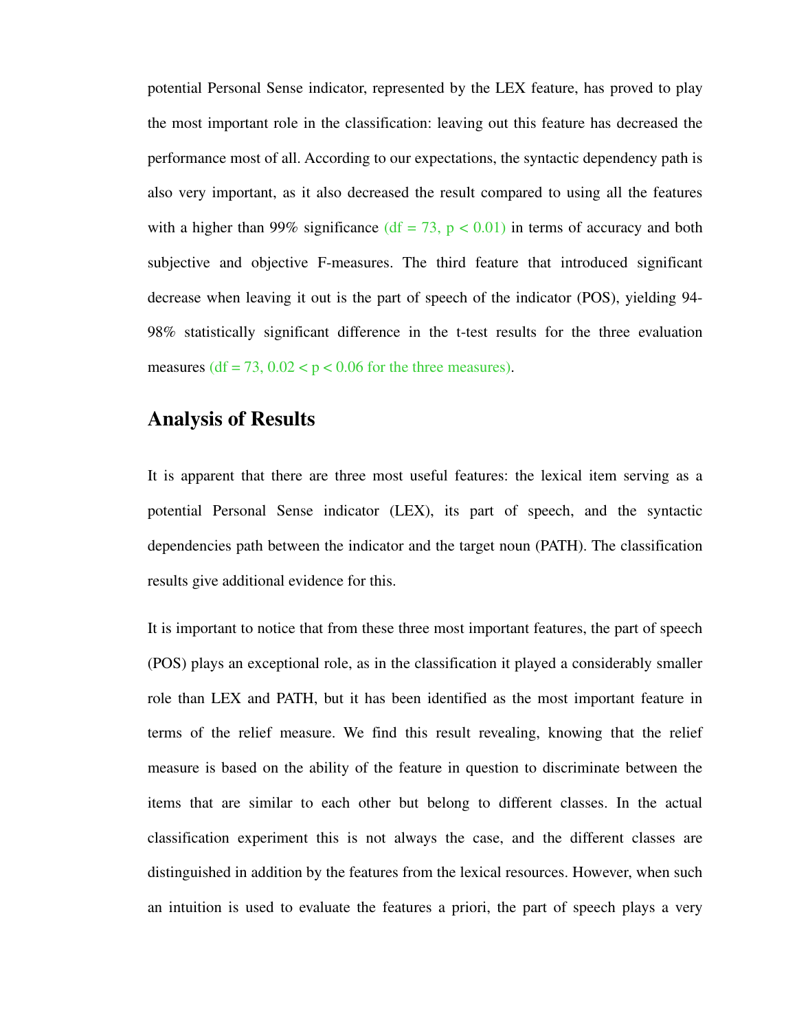potential Personal Sense indicator, represented by the LEX feature, has proved to play the most important role in the classification: leaving out this feature has decreased the performance most of all. According to our expectations, the syntactic dependency path is also very important, as it also decreased the result compared to using all the features with a higher than 99% significance ($df = 73$, $p < 0.01$) in terms of accuracy and both subjective and objective F-measures. The third feature that introduced significant decrease when leaving it out is the part of speech of the indicator (POS), yielding 94-98% statistically significant difference in the t-test results for the three evaluation measures ($df = 73$, $0.02 < p < 0.06$ for the three measures).

## Analysis of Results

It is apparent that there are three most useful features: the lexical item serving as a potential Personal Sense indicator (LEX), its part of speech, and the syntactic dependencies path between the indicator and the target noun (PATH). The classification results give additional evidence for this.

It is important to notice that from these three most important features, the part of speech (POS) plays an exceptional role, as in the classification it played a considerably smaller role than LEX and PATH, but it has been identified as the most important feature in terms of the relief measure. We find this result revealing, knowing that the relief measure is based on the ability of the feature in question to discriminate between the items that are similar to each other but belong to different classes. In the actual classification experiment this is not always the case, and the different classes are distinguished in addition by the features from the lexical resources. However, when such an intuition is used to evaluate the features a priori, the part of speech plays a very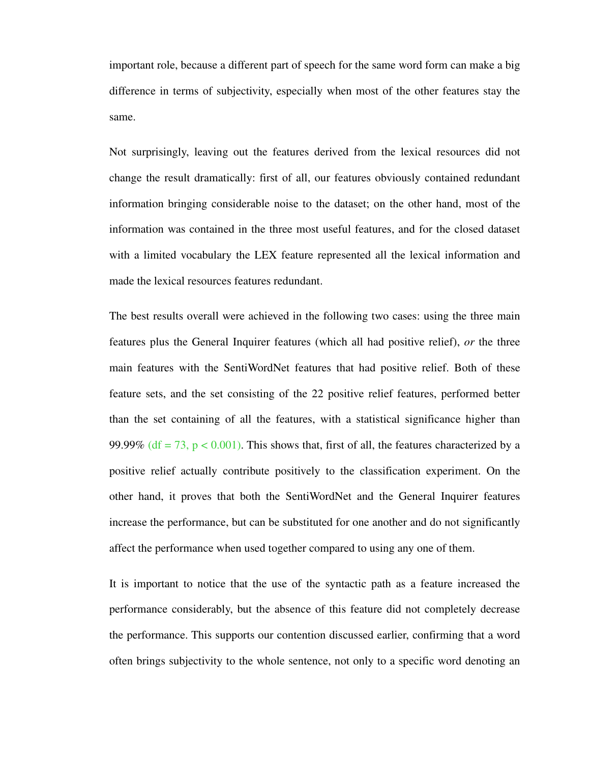important role, because a different part of speech for the same word form can make a big difference in terms of subjectivity, especially when most of the other features stay the same.

Not surprisingly, leaving out the features derived from the lexical resources did not change the result dramatically: first of all, our features obviously contained redundant information bringing considerable noise to the dataset; on the other hand, most of the information was contained in the three most useful features, and for the closed dataset with a limited vocabulary the LEX feature represented all the lexical information and made the lexical resources features redundant.

The best results overall were achieved in the following two cases: using the three main features plus the General Inquirer features (which all had positive relief), *or* the three main features with the SentiWordNet features that had positive relief. Both of these feature sets, and the set consisting of the 22 positive relief features, performed better than the set containing of all the features, with a statistical significance higher than 99.99% ($df = 73$, $p < 0.001$). This shows that, first of all, the features characterized by a positive relief actually contribute positively to the classification experiment. On the other hand, it proves that both the SentiWordNet and the General Inquirer features increase the performance, but can be substituted for one another and do not significantly affect the performance when used together compared to using any one of them.

It is important to notice that the use of the syntactic path as a feature increased the performance considerably, but the absence of this feature did not completely decrease the performance. This supports our contention discussed earlier, confirming that a word often brings subjectivity to the whole sentence, not only to a specific word denoting an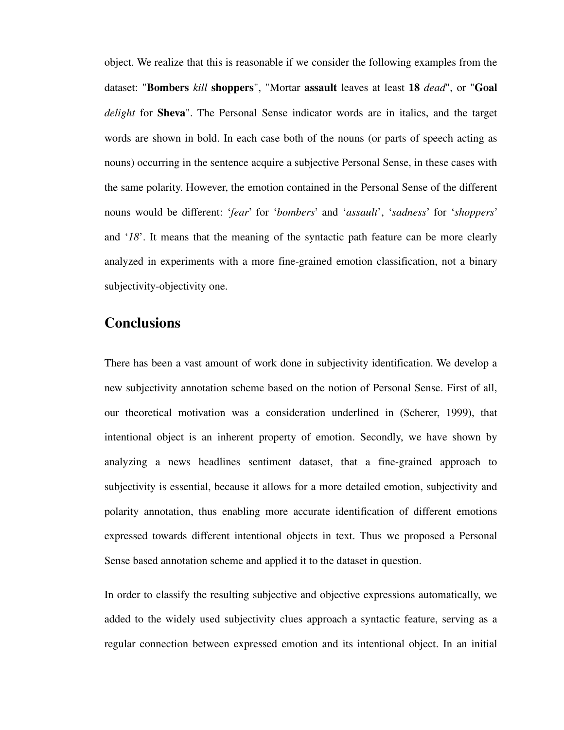object. We realize that this is reasonable if we consider the following examples from the dataset: "**Bombers** *kill* **shoppers**", "Mortar **assault** leaves at least **18** *dead*", or "**Goal** *delight* for **Sheva**". The Personal Sense indicator words are in italics, and the target words are shown in bold. In each case both of the nouns (or parts of speech acting as nouns) occurring in the sentence acquire a subjective Personal Sense, in these cases with the same polarity. However, the emotion contained in the Personal Sense of the different nouns would be different: '*fear*' for '*bombers*' and '*assault*', '*sadness*' for '*shoppers*' and '*18*'. It means that the meaning of the syntactic path feature can be more clearly analyzed in experiments with a more fine-grained emotion classification, not a binary subjectivity-objectivity one.

## Conclusions

There has been a vast amount of work done in subjectivity identification. We develop a new subjectivity annotation scheme based on the notion of Personal Sense. First of all, our theoretical motivation was a consideration underlined in (Scherer, 1999), that intentional object is an inherent property of emotion. Secondly, we have shown by analyzing a news headlines sentiment dataset, that a fine-grained approach to subjectivity is essential, because it allows for a more detailed emotion, subjectivity and polarity annotation, thus enabling more accurate identification of different emotions expressed towards different intentional objects in text. Thus we proposed a Personal Sense based annotation scheme and applied it to the dataset in question.

In order to classify the resulting subjective and objective expressions automatically, we added to the widely used subjectivity clues approach a syntactic feature, serving as a regular connection between expressed emotion and its intentional object. In an initial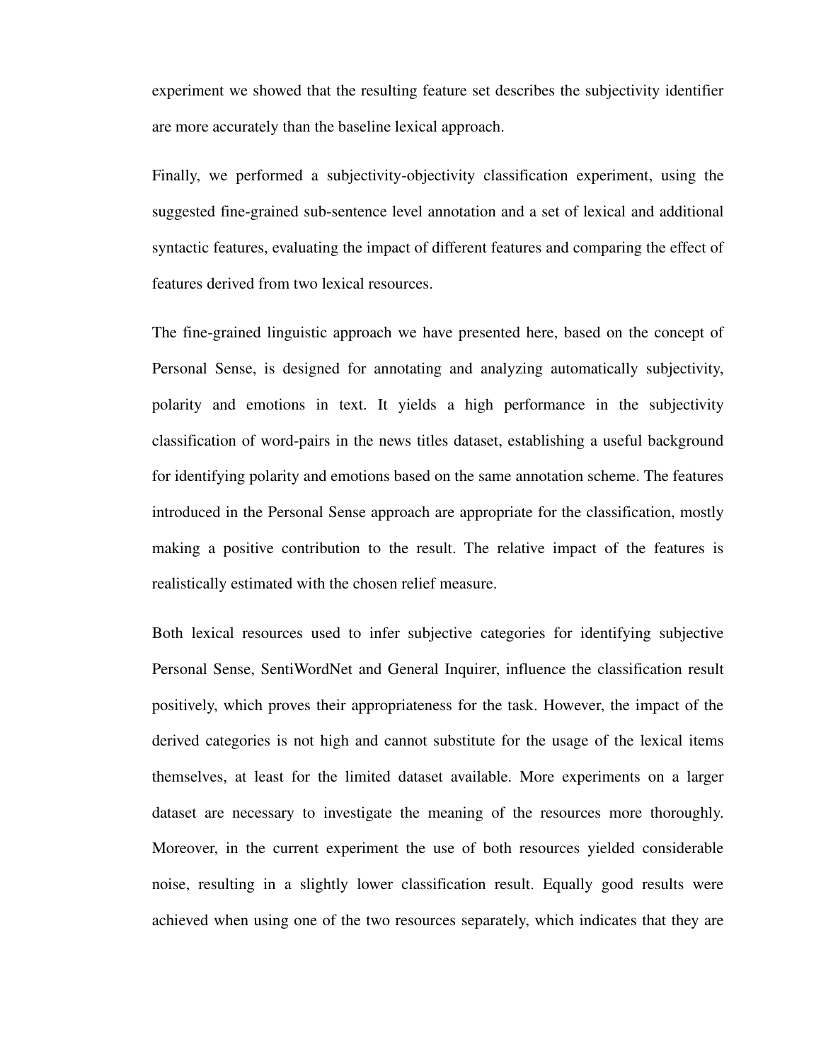experiment we showed that the resulting feature set describes the subjectivity identifier are more accurately than the baseline lexical approach.

Finally, we performed a subjectivity-objectivity classification experiment, using the suggested fine-grained sub-sentence level annotation and a set of lexical and additional syntactic features, evaluating the impact of different features and comparing the effect of features derived from two lexical resources.

The fine-grained linguistic approach we have presented here, based on the concept of Personal Sense, is designed for annotating and analyzing automatically subjectivity, polarity and emotions in text. It yields a high performance in the subjectivity classification of word-pairs in the news titles dataset, establishing a useful background for identifying polarity and emotions based on the same annotation scheme. The features introduced in the Personal Sense approach are appropriate for the classification, mostly making a positive contribution to the result. The relative impact of the features is realistically estimated with the chosen relief measure.

Both lexical resources used to infer subjective categories for identifying subjective Personal Sense, SentiWordNet and General Inquirer, influence the classification result positively, which proves their appropriateness for the task. However, the impact of the derived categories is not high and cannot substitute for the usage of the lexical items themselves, at least for the limited dataset available. More experiments on a larger dataset are necessary to investigate the meaning of the resources more thoroughly. Moreover, in the current experiment the use of both resources yielded considerable noise, resulting in a slightly lower classification result. Equally good results were achieved when using one of the two resources separately, which indicates that they are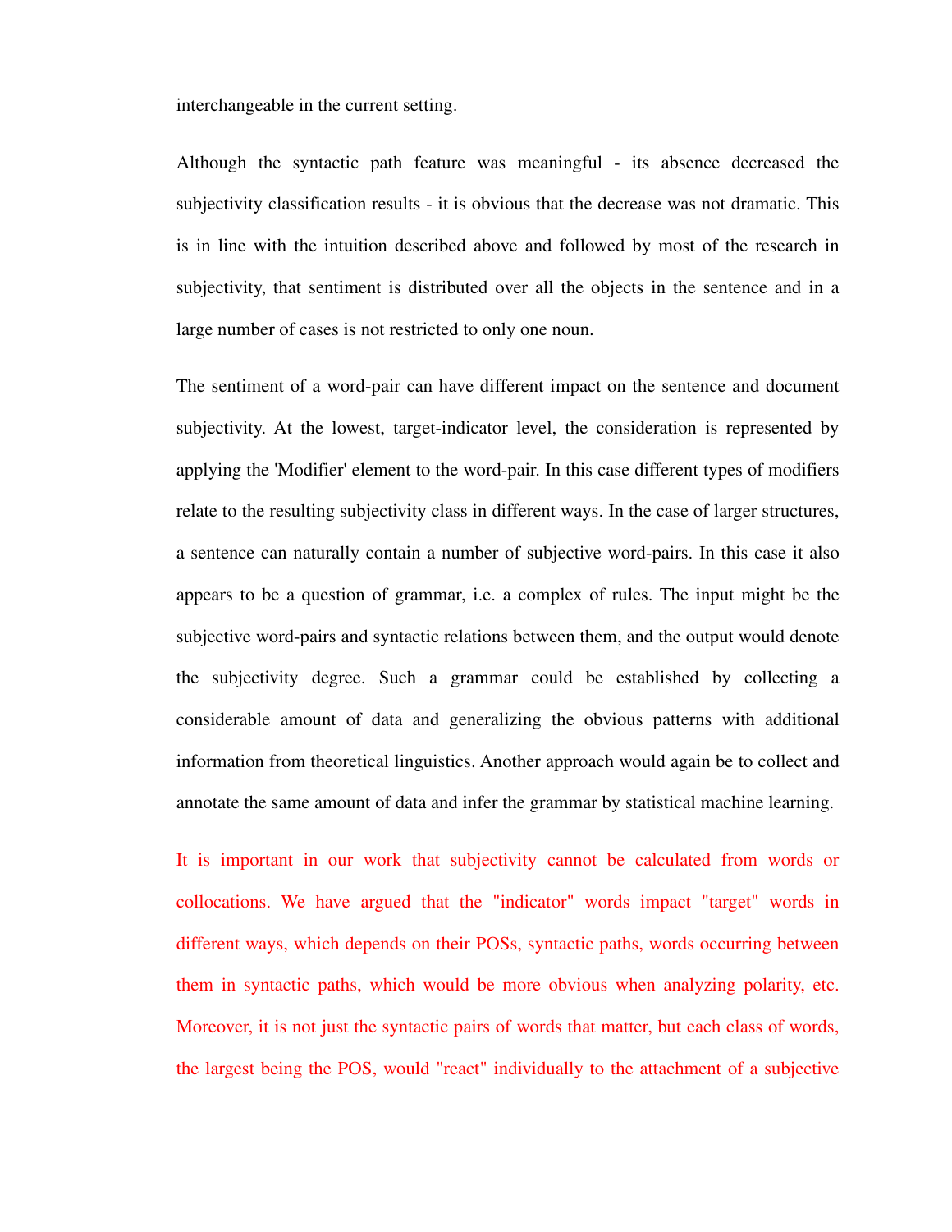interchangeable in the current setting.

Although the syntactic path feature was meaningful - its absence decreased the subjectivity classification results - it is obvious that the decrease was not dramatic. This is in line with the intuition described above and followed by most of the research in subjectivity, that sentiment is distributed over all the objects in the sentence and in a large number of cases is not restricted to only one noun.

The sentiment of a word-pair can have different impact on the sentence and document subjectivity. At the lowest, target-indicator level, the consideration is represented by applying the 'Modifier' element to the word-pair. In this case different types of modifiers relate to the resulting subjectivity class in different ways. In the case of larger structures, a sentence can naturally contain a number of subjective word-pairs. In this case it also appears to be a question of grammar, i.e. a complex of rules. The input might be the subjective word-pairs and syntactic relations between them, and the output would denote the subjectivity degree. Such a grammar could be established by collecting a considerable amount of data and generalizing the obvious patterns with additional information from theoretical linguistics. Another approach would again be to collect and annotate the same amount of data and infer the grammar by statistical machine learning.

It is important in our work that subjectivity cannot be calculated from words or collocations. We have argued that the "indicator" words impact "target" words in different ways, which depends on their POSs, syntactic paths, words occurring between them in syntactic paths, which would be more obvious when analyzing polarity, etc. Moreover, it is not just the syntactic pairs of words that matter, but each class of words, the largest being the POS, would "react" individually to the attachment of a subjective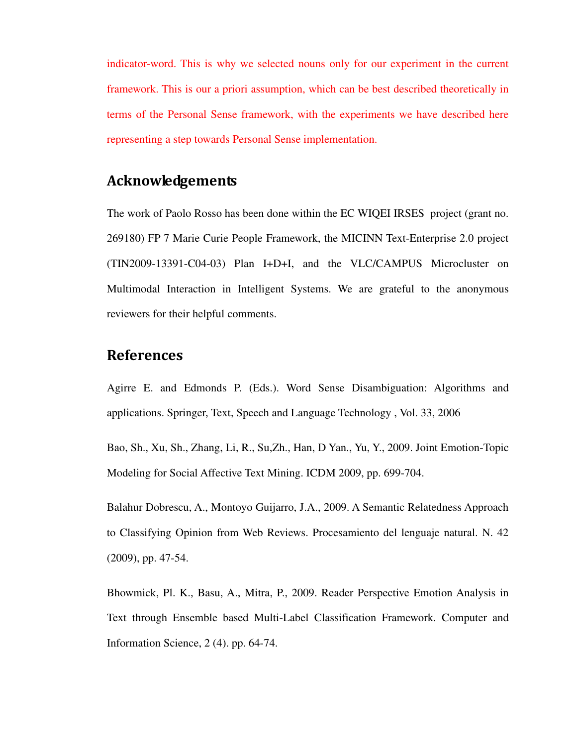indicator-word. This is why we selected nouns only for our experiment in the current framework. This is our a priori assumption, which can be best described theoretically in terms of the Personal Sense framework, with the experiments we have described here representing a step towards Personal Sense implementation.

## Acknowledgements

The work of Paolo Rosso has been done within the EC WIQEI IRSES project (grant no. 269180) FP 7 Marie Curie People Framework, the MICINN Text-Enterprise 2.0 project (TIN2009-13391-C04-03) Plan I+D+I, and the VLC/CAMPUS Microcluster on Multimodal Interaction in Intelligent Systems. We are grateful to the anonymous reviewers for their helpful comments.

## References

Agirre E. and Edmonds P. (Eds.). Word Sense Disambiguation: Algorithms and applications. Springer, Text, Speech and Language Technology , Vol. 33, 2006

Bao, Sh., Xu, Sh., Zhang, Li, R., Su,Zh., Han, D Yan., Yu, Y., 2009. Joint Emotion-Topic Modeling for Social Affective Text Mining. ICDM 2009, pp. 699-704.

Balahur Dobrescu, A., Montoyo Guijarro, J.A., 2009. A Semantic Relatedness Approach to Classifying Opinion from Web Reviews. Procesamiento del lenguaje natural. N. 42 (2009), pp. 47-54.

Bhowmick, Pl. K., Basu, A., Mitra, P., 2009. Reader Perspective Emotion Analysis in Text through Ensemble based Multi-Label Classification Framework. Computer and Information Science, 2 (4). pp. 64-74.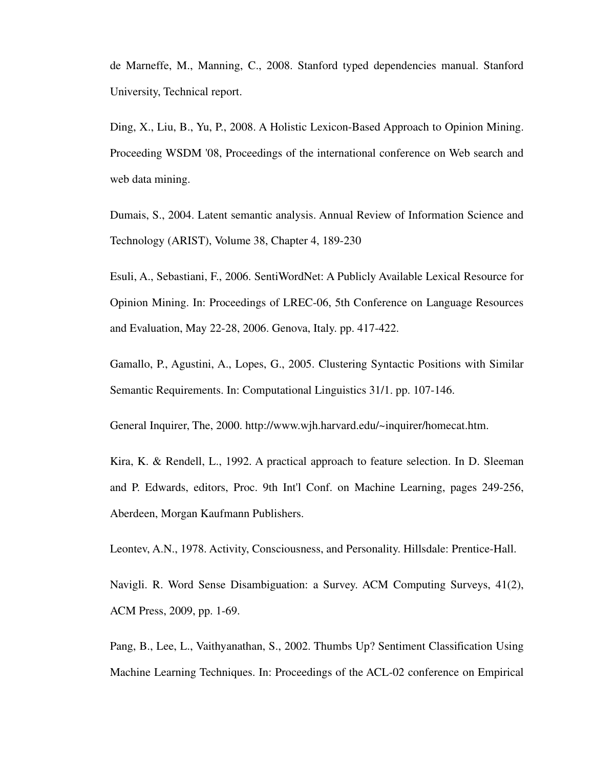de Marneffe, M., Manning, C., 2008. Stanford typed dependencies manual. Stanford University, Technical report.

Ding, X., Liu, B., Yu, P., 2008. A Holistic Lexicon-Based Approach to Opinion Mining. Proceeding WSDM '08, Proceedings of the international conference on Web search and web data mining.

Dumais, S., 2004. Latent semantic analysis. Annual Review of Information Science and Technology (ARIST), Volume 38, Chapter 4, 189-230

Esuli, A., Sebastiani, F., 2006. SentiWordNet: A Publicly Available Lexical Resource for Opinion Mining. In: Proceedings of LREC-06, 5th Conference on Language Resources and Evaluation, May 22-28, 2006. Genova, Italy. pp. 417-422.

Gamallo, P., Agustini, A., Lopes, G., 2005. Clustering Syntactic Positions with Similar Semantic Requirements. In: Computational Linguistics 31/1. pp. 107-146.

General Inquirer, The, 2000. http://www.wjh.harvard.edu/~inquirer/homecat.htm.

Kira, K. & Rendell, L., 1992. A practical approach to feature selection. In D. Sleeman and P. Edwards, editors, Proc. 9th Int'l Conf. on Machine Learning, pages 249-256, Aberdeen, Morgan Kaufmann Publishers.

Leontev, A.N., 1978. Activity, Consciousness, and Personality. Hillsdale: Prentice-Hall.

Navigli. R. Word Sense Disambiguation: a Survey. ACM Computing Surveys, 41(2), ACM Press, 2009, pp. 1-69.

Pang, B., Lee, L., Vaithyanathan, S., 2002. Thumbs Up? Sentiment Classification Using Machine Learning Techniques. In: Proceedings of the ACL-02 conference on Empirical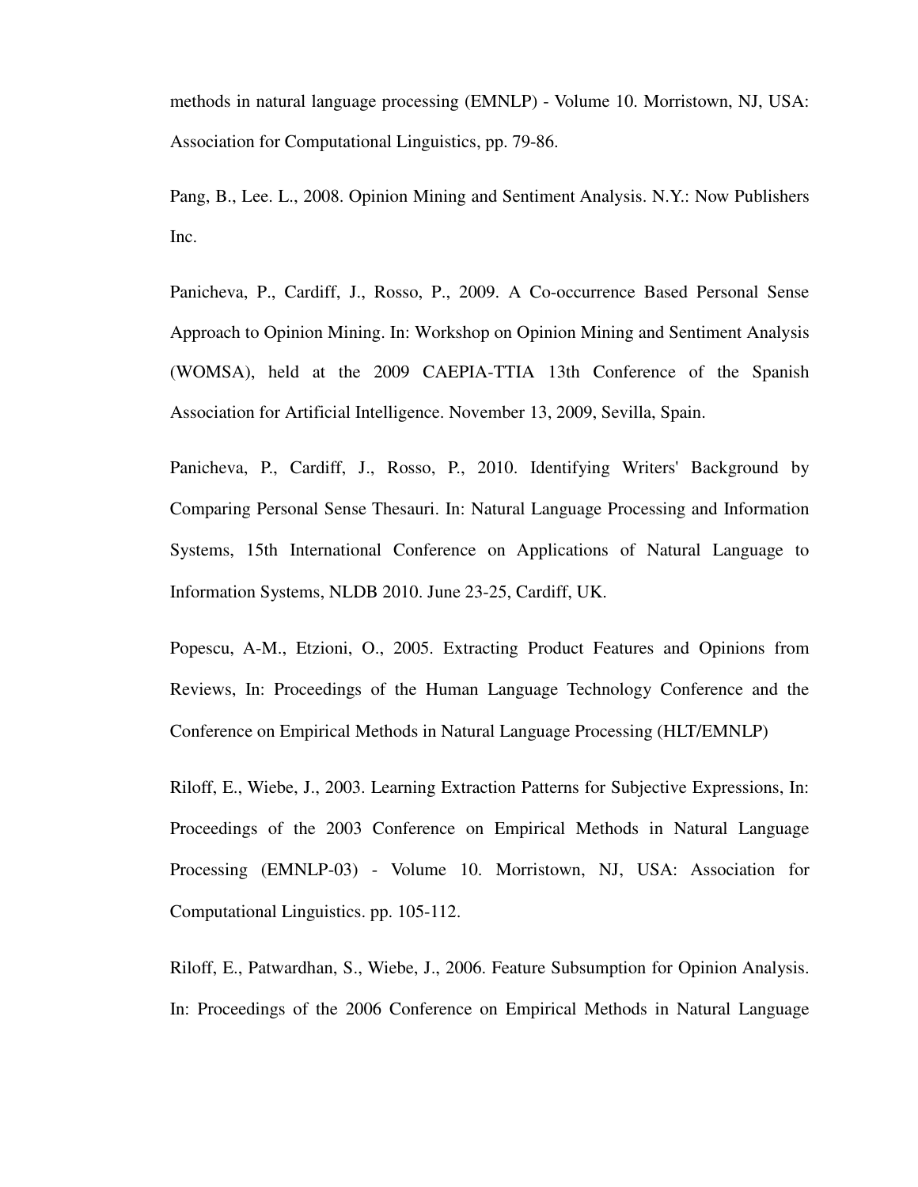methods in natural language processing (EMNLP) - Volume 10. Morristown, NJ, USA: Association for Computational Linguistics, pp. 79-86.

Pang, B., Lee. L., 2008. Opinion Mining and Sentiment Analysis. N.Y.: Now Publishers Inc.

Panicheva, P., Cardiff, J., Rosso, P., 2009. A Co-occurrence Based Personal Sense Approach to Opinion Mining. In: Workshop on Opinion Mining and Sentiment Analysis (WOMSA), held at the 2009 CAEPIA-TTIA 13th Conference of the Spanish Association for Artificial Intelligence. November 13, 2009, Sevilla, Spain.

Panicheva, P., Cardiff, J., Rosso, P., 2010. Identifying Writers' Background by Comparing Personal Sense Thesauri. In: Natural Language Processing and Information Systems, 15th International Conference on Applications of Natural Language to Information Systems, NLDB 2010. June 23-25, Cardiff, UK.

Popescu, A-M., Etzioni, O., 2005. Extracting Product Features and Opinions from Reviews, In: Proceedings of the Human Language Technology Conference and the Conference on Empirical Methods in Natural Language Processing (HLT/EMNLP)

Riloff, E., Wiebe, J., 2003. Learning Extraction Patterns for Subjective Expressions, In: Proceedings of the 2003 Conference on Empirical Methods in Natural Language Processing (EMNLP-03) - Volume 10. Morristown, NJ, USA: Association for Computational Linguistics. pp. 105-112.

Riloff, E., Patwardhan, S., Wiebe, J., 2006. Feature Subsumption for Opinion Analysis. In: Proceedings of the 2006 Conference on Empirical Methods in Natural Language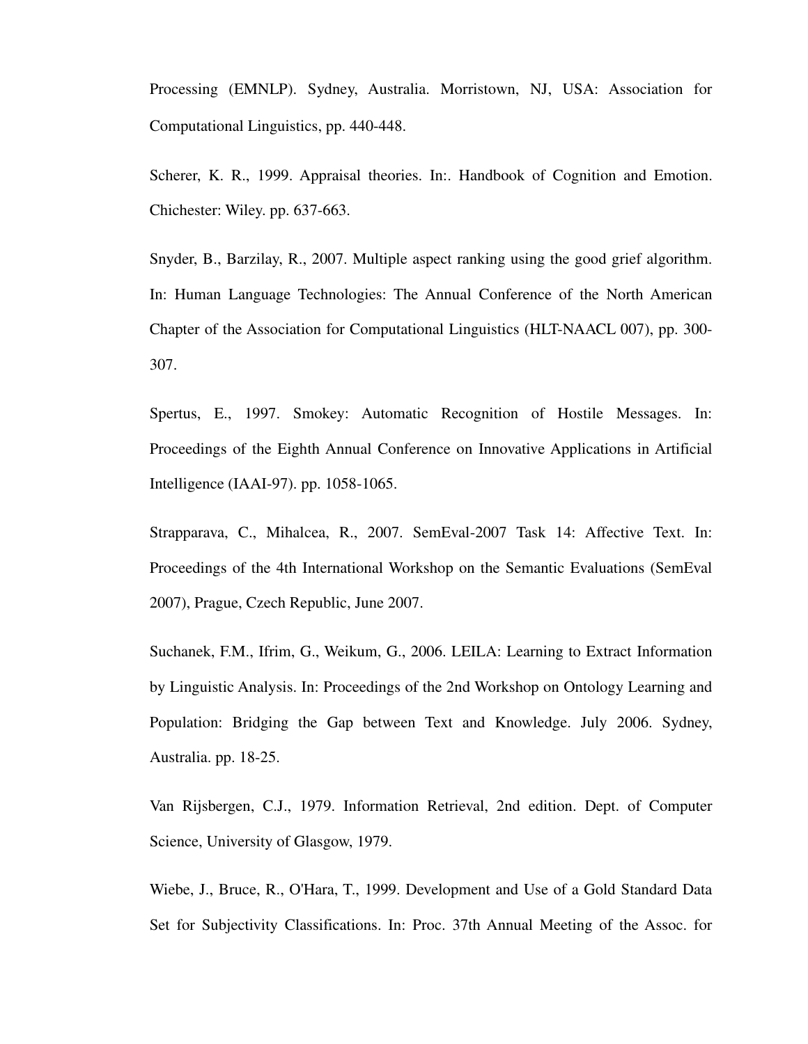Processing (EMNLP). Sydney, Australia. Morristown, NJ, USA: Association for Computational Linguistics, pp. 440-448.

Scherer, K. R., 1999. Appraisal theories. In:. Handbook of Cognition and Emotion. Chichester: Wiley. pp. 637-663.

Snyder, B., Barzilay, R., 2007. Multiple aspect ranking using the good grief algorithm. In: Human Language Technologies: The Annual Conference of the North American Chapter of the Association for Computational Linguistics (HLT-NAACL 007), pp. 300-307.

Spertus, E., 1997. Smokey: Automatic Recognition of Hostile Messages. In: Proceedings of the Eighth Annual Conference on Innovative Applications in Artificial Intelligence (IAAI-97). pp. 1058-1065.

Strapparava, C., Mihalcea, R., 2007. SemEval-2007 Task 14: Affective Text. In: Proceedings of the 4th International Workshop on the Semantic Evaluations (SemEval 2007), Prague, Czech Republic, June 2007.

Suchanek, F.M., Ifrim, G., Weikum, G., 2006. LEILA: Learning to Extract Information by Linguistic Analysis. In: Proceedings of the 2nd Workshop on Ontology Learning and Population: Bridging the Gap between Text and Knowledge. July 2006. Sydney, Australia. pp. 18-25.

Van Rijsbergen, C.J., 1979. Information Retrieval, 2nd edition. Dept. of Computer Science, University of Glasgow, 1979.

Wiebe, J., Bruce, R., O'Hara, T., 1999. Development and Use of a Gold Standard Data Set for Subjectivity Classifications. In: Proc. 37th Annual Meeting of the Assoc. for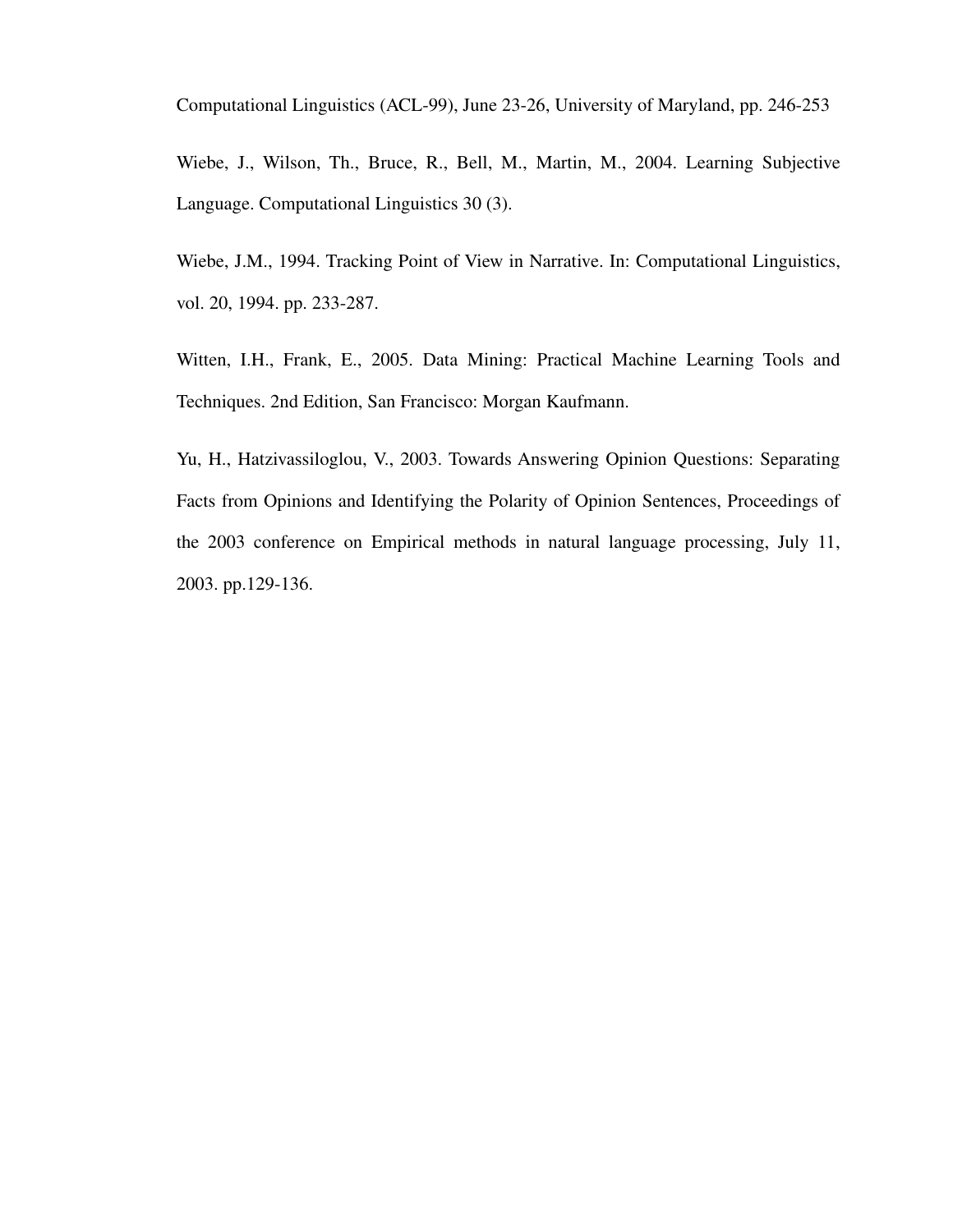Computational Linguistics (ACL-99), June 23-26, University of Maryland, pp. 246-253

Wiebe, J., Wilson, Th., Bruce, R., Bell, M., Martin, M., 2004. Learning Subjective Language. Computational Linguistics 30 (3).

Wiebe, J.M., 1994. Tracking Point of View in Narrative. In: Computational Linguistics, vol. 20, 1994. pp. 233-287.

Witten, I.H., Frank, E., 2005. Data Mining: Practical Machine Learning Tools and Techniques. 2nd Edition, San Francisco: Morgan Kaufmann.

Yu, H., Hatzivassiloglou, V., 2003. Towards Answering Opinion Questions: Separating Facts from Opinions and Identifying the Polarity of Opinion Sentences, Proceedings of the 2003 conference on Empirical methods in natural language processing, July 11, 2003. pp.129-136.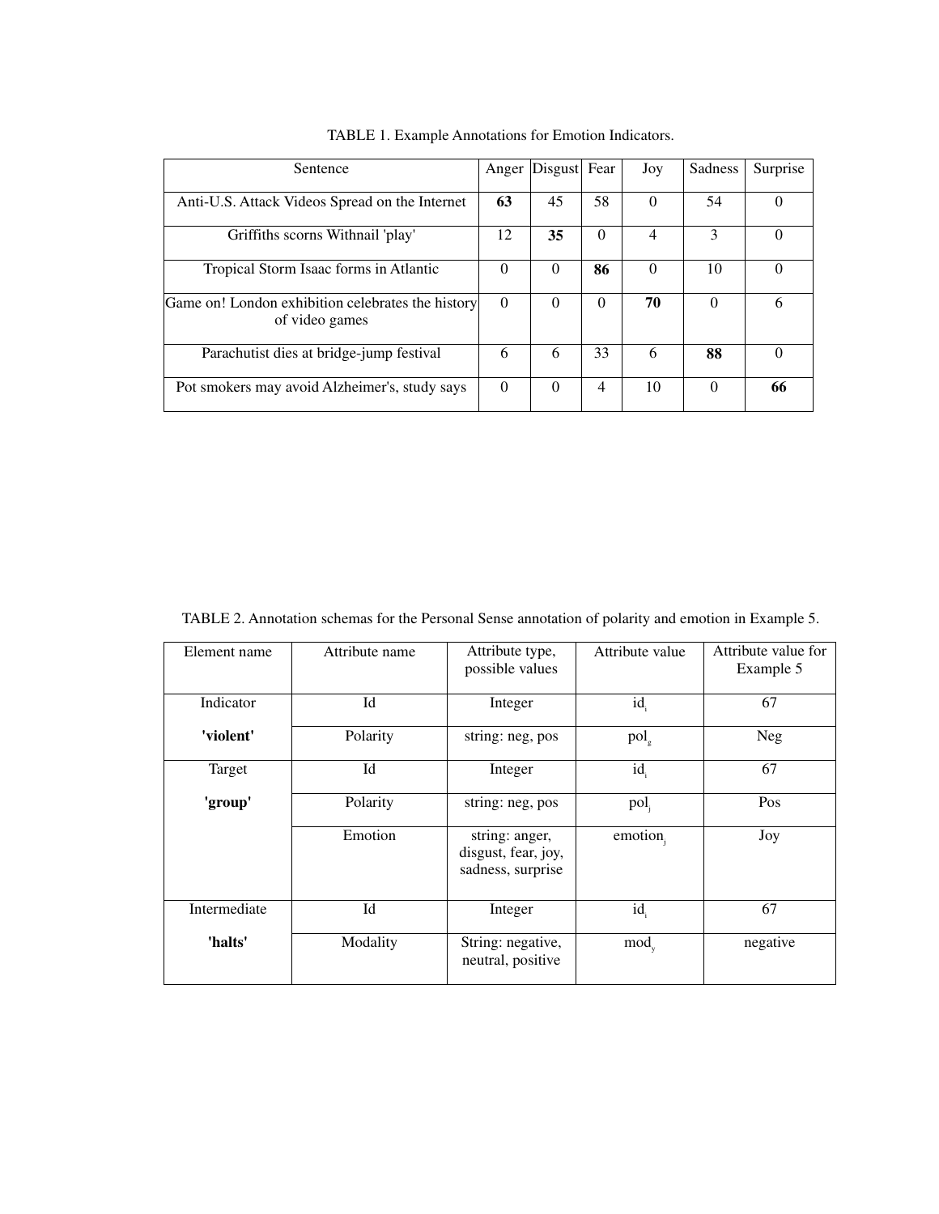TABLE 1. Example Annotations for Emotion Indicators.

| Sentence | Anger | Disgust | Fear | Joy | Sadness | Surprise |
|---|---|---|---|---|---|---|
| Anti-U.S. Attack Videos Spread on the Internet | **63** | 45 | 58 | 0 | 54 | 0 |
| Griffiths scorns Withnail 'play' | 12 | **35** | 0 | 4 | 3 | 0 |
| Tropical Storm Isaac forms in Atlantic | 0 | 0 | **86** | 0 | 10 | 0 |
| Game on! London exhibition celebrates the history of video games | 0 | 0 | 0 | **70** | 0 | 6 |
| Parachutist dies at bridge-jump festival | 6 | 6 | 33 | 6 | **88** | 0 |
| Pot smokers may avoid Alzheimer's, study says | 0 | 0 | 4 | 10 | 0 | **66** |

TABLE 2. Annotation schemas for the Personal Sense annotation of polarity and emotion in Example 5.

| Element name | Attribute name | Attribute type, possible values | Attribute value | Attribute value for Example 5 |
|---|---|---|---|---|
| Indicator | Id | Integer | $id_i$ | 67 |
| **'violent'** | Polarity | string: neg, pos | $pol_g$ | Neg |
| Target | Id | Integer | $id_i$ | 67 |
| **'group'** | Polarity | string: neg, pos | $pol_j$ | Pos |
| | Emotion | string: anger, disgust, fear, joy, sadness, surprise | $emotion_j$ | Joy |
| Intermediate | Id | Integer | $id_i$ | 67 |
| **'halts'** | Modality | String: negative, neutral, positive | $mod_y$ | negative |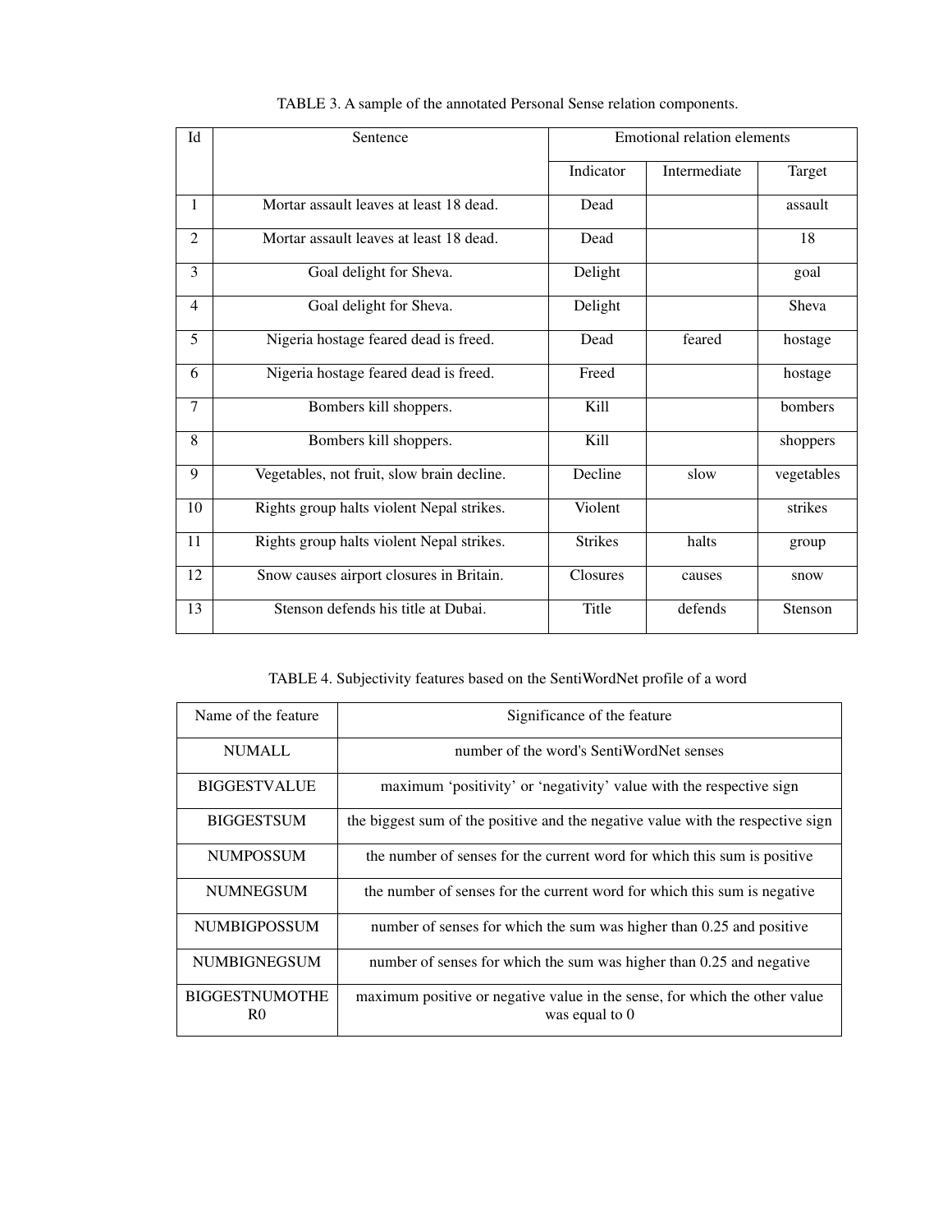TABLE 3. A sample of the annotated Personal Sense relation components.

| Id | Sentence | Emotional relation elements | | |
|---|---|---|---|---|
| | | Indicator | Intermediate | Target |
| 1 | Mortar assault leaves at least 18 dead. | Dead | | assault |
| 2 | Mortar assault leaves at least 18 dead. | Dead | | 18 |
| 3 | Goal delight for Sheva. | Delight | | goal |
| 4 | Goal delight for Sheva. | Delight | | Sheva |
| 5 | Nigeria hostage feared dead is freed. | Dead | feared | hostage |
| 6 | Nigeria hostage feared dead is freed. | Freed | | hostage |
| 7 | Bombers kill shoppers. | Kill | | bombers |
| 8 | Bombers kill shoppers. | Kill | | shoppers |
| 9 | Vegetables, not fruit, slow brain decline. | Decline | slow | vegetables |
| 10 | Rights group halts violent Nepal strikes. | Violent | | strikes |
| 11 | Rights group halts violent Nepal strikes. | Strikes | halts | group |
| 12 | Snow causes airport closures in Britain. | Closures | causes | snow |
| 13 | Stenson defends his title at Dubai. | Title | defends | Stenson |

TABLE 4. Subjectivity features based on the SentiWordNet profile of a word

| Name of the feature | Significance of the feature |
|---|---|
| NUMALL | number of the word's SentiWordNet senses |
| BIGGESTVALUE | maximum 'positivity' or 'negativity' value with the respective sign |
| BIGGESTSUM | the biggest sum of the positive and the negative value with the respective sign |
| NUMPOSSUM | the number of senses for the current word for which this sum is positive |
| NUMNEGSUM | the number of senses for the current word for which this sum is negative |
| NUMBIGPOSSUM | number of senses for which the sum was higher than 0.25 and positive |
| NUMBIGNEGSUM | number of senses for which the sum was higher than 0.25 and negative |
| BIGGESTNUMOTHER0 | maximum positive or negative value in the sense, for which the other value was equal to 0 |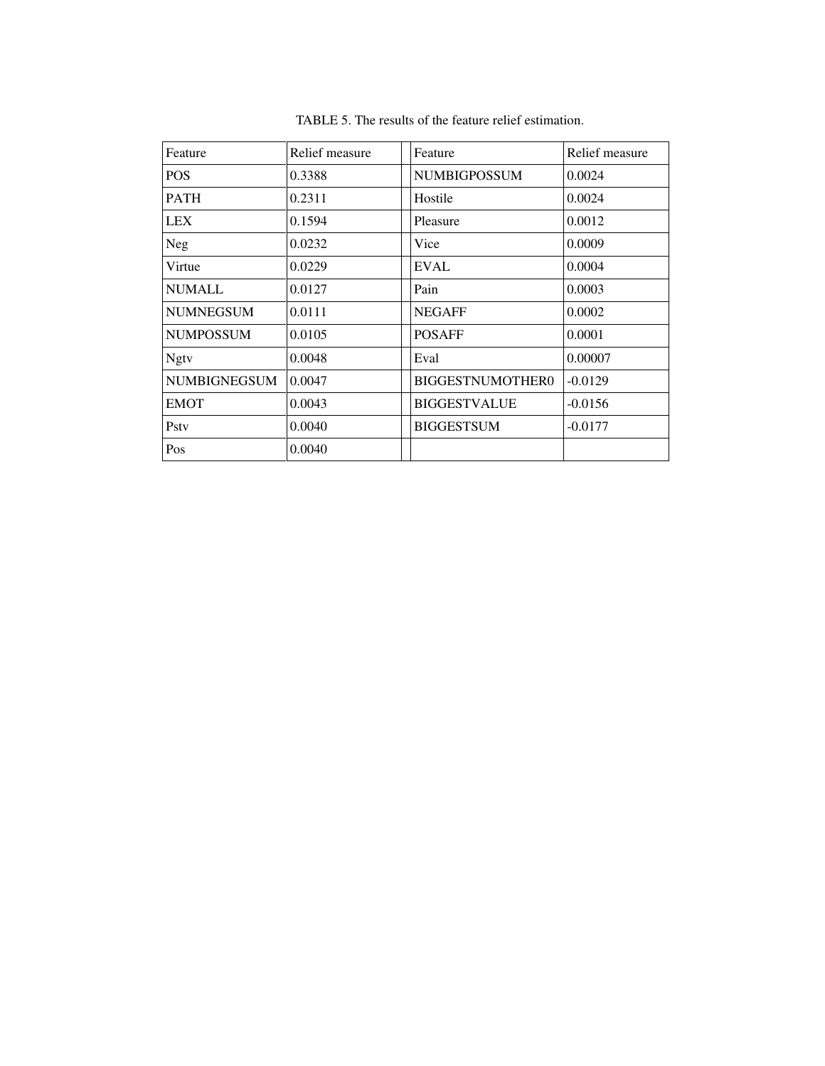TABLE 5. The results of the feature relief estimation.

| Feature | Relief measure | | Feature | Relief measure |
|---|---|---|---|---|
| POS | 0.3388 | | NUMBIGPOSSUM | 0.0024 |
| PATH | 0.2311 | | Hostile | 0.0024 |
| LEX | 0.1594 | | Pleasure | 0.0012 |
| Neg | 0.0232 | | Vice | 0.0009 |
| Virtue | 0.0229 | | EVAL | 0.0004 |
| NUMALL | 0.0127 | | Pain | 0.0003 |
| NUMNEGSUM | 0.0111 | | NEGAFF | 0.0002 |
| NUMPOSSUM | 0.0105 | | POSAFF | 0.0001 |
| Ngtv | 0.0048 | | Eval | 0.00007 |
| NUMBIGNEGSUM | 0.0047 | | BIGGESTNUMOTHER0 | -0.0129 |
| EMOT | 0.0043 | | BIGGESTVALUE | -0.0156 |
| Pstv | 0.0040 | | BIGGESTSUM | -0.0177 |
| Pos | 0.0040 | | | |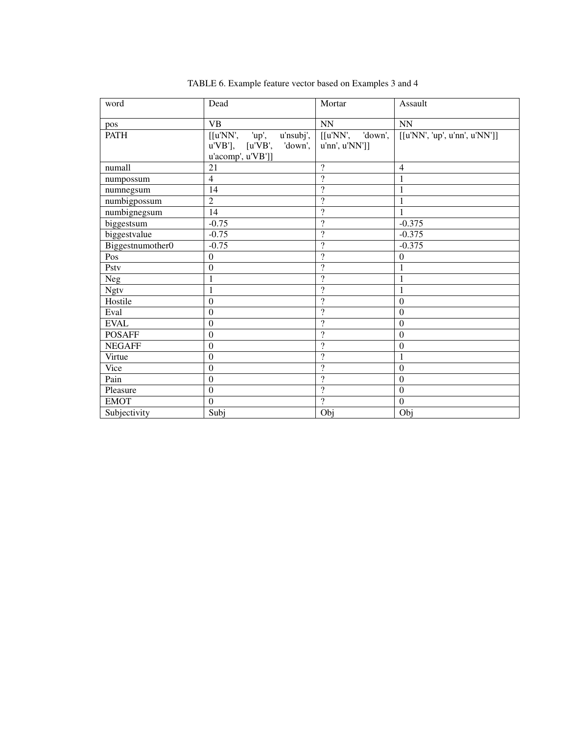TABLE 6. Example feature vector based on Examples 3 and 4

| word | Dead | Mortar | Assault |
|---|---|---|---|
| pos | VB | NN | NN |
| PATH | [[u'NN', 'up', u'nsubj', u'VB'], [u'VB', 'down', u'acomp', u'VB']] | [[u'NN', 'down', u'nn', u'NN']] | [[u'NN', 'up', u'nn', u'NN']] |
| numall | 21 | ? | 4 |
| numpossum | 4 | ? | 1 |
| numnegsum | 14 | ? | 1 |
| numbigpossum | 2 | ? | 1 |
| numbignegsum | 14 | ? | 1 |
| biggestsum | -0.75 | ? | -0.375 |
| biggestvalue | -0.75 | ? | -0.375 |
| Biggestnumother0 | -0.75 | ? | -0.375 |
| Pos | 0 | ? | 0 |
| Pstv | 0 | ? | 1 |
| Neg | 1 | ? | 1 |
| Ngtv | 1 | ? | 1 |
| Hostile | 0 | ? | 0 |
| Eval | 0 | ? | 0 |
| EVAL | 0 | ? | 0 |
| POSAFF | 0 | ? | 0 |
| NEGAFF | 0 | ? | 0 |
| Virtue | 0 | ? | 1 |
| Vice | 0 | ? | 0 |
| Pain | 0 | ? | 0 |
| Pleasure | 0 | ? | 0 |
| EMOT | 0 | ? | 0 |
| Subjectivity | Subj | Obj | Obj |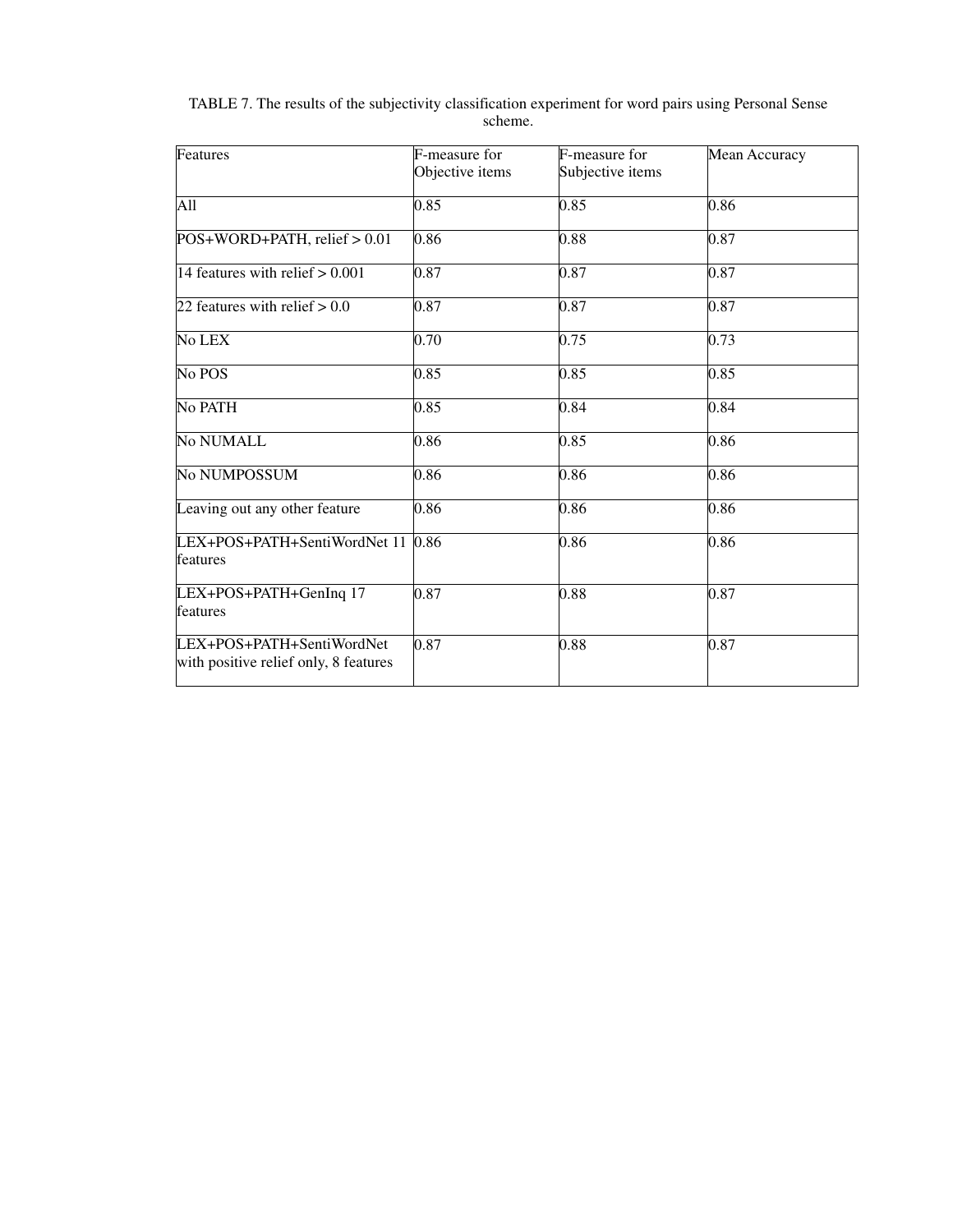TABLE 7. The results of the subjectivity classification experiment for word pairs using Personal Sense scheme.

| Features | F-measure for Objective items | F-measure for Subjective items | Mean Accuracy |
|---|---|---|---|
| All | 0.85 | 0.85 | 0.86 |
| POS+WORD+PATH, relief > 0.01 | 0.86 | 0.88 | 0.87 |
| 14 features with relief > 0.001 | 0.87 | 0.87 | 0.87 |
| 22 features with relief > 0.0 | 0.87 | 0.87 | 0.87 |
| No LEX | 0.70 | 0.75 | 0.73 |
| No POS | 0.85 | 0.85 | 0.85 |
| No PATH | 0.85 | 0.84 | 0.84 |
| No NUMALL | 0.86 | 0.85 | 0.86 |
| No NUMPOSSUM | 0.86 | 0.86 | 0.86 |
| Leaving out any other feature | 0.86 | 0.86 | 0.86 |
| LEX+POS+PATH+SentiWordNet 11 features | 0.86 | 0.86 | 0.86 |
| LEX+POS+PATH+GenInq 17 features | 0.87 | 0.88 | 0.87 |
| LEX+POS+PATH+SentiWordNet with positive relief only, 8 features | 0.87 | 0.88 | 0.87 |